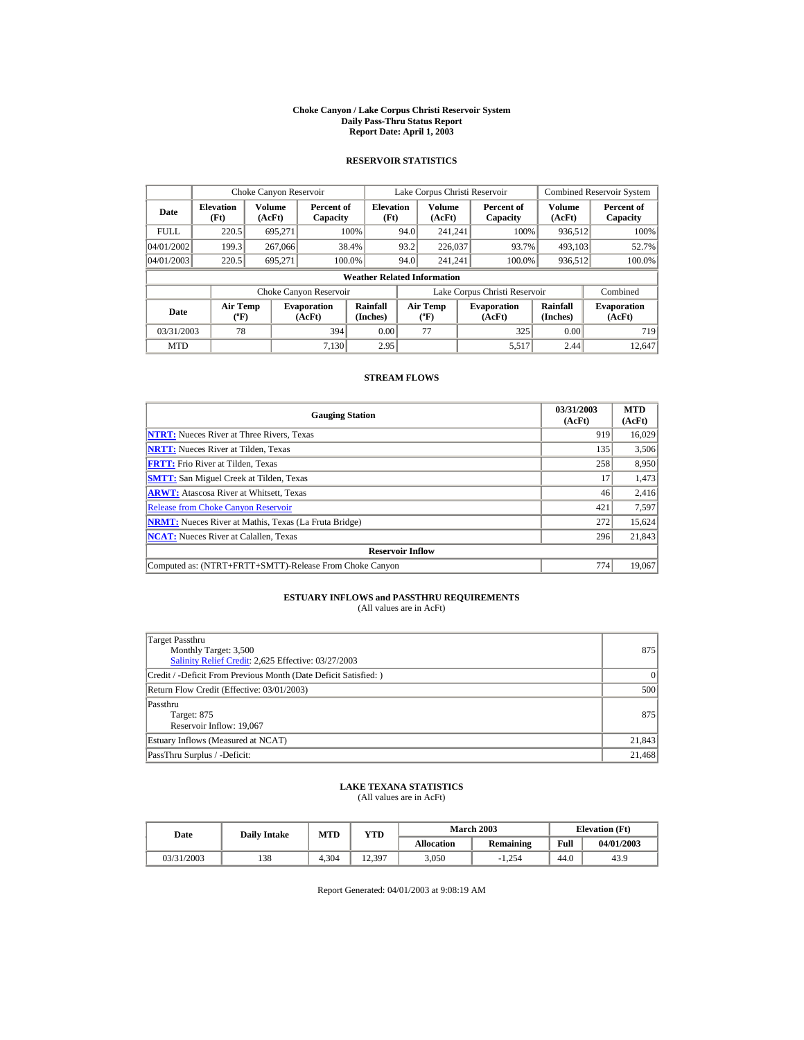# Choke Canyon / Lake Corpus Christi Reservoir System
## Daily Pass-Thru Status Report
## Report Date: April 1, 2003

### RESERVOIR STATISTICS

| Date | Choke Canyon Reservoir | | | Lake Corpus Christi Reservoir | | | Combined Reservoir System | |
|---|---|---|---|---|---|---|---|---|
| | Elevation (Ft) | Volume (AcFt) | Percent of Capacity | Elevation (Ft) | Volume (AcFt) | Percent of Capacity | Volume (AcFt) | Percent of Capacity |
| FULL | 220.5 | 695,271 | 100% | 94.0 | 241,241 | 100% | 936,512 | 100% |
| 04/01/2002 | 199.3 | 267,066 | 38.4% | 93.2 | 226,037 | 93.7% | 493,103 | 52.7% |
| 04/01/2003 | 220.5 | 695,271 | 100.0% | 94.0 | 241,241 | 100.0% | 936,512 | 100.0% |

**Weather Related Information**

| Date | Choke Canyon Reservoir | | | Lake Corpus Christi Reservoir | | | Combined |
|---|---|---|---|---|---|---|---|
| | Air Temp (ºF) | Evaporation (AcFt) | Rainfall (Inches) | Air Temp (ºF) | Evaporation (AcFt) | Rainfall (Inches) | Evaporation (AcFt) |
| 03/31/2003 | 78 | 394 | 0.00 | 77 | 325 | 0.00 | 719 |
| MTD | | 7,130 | 2.95 | | 5,517 | 2.44 | 12,647 |

### STREAM FLOWS

| Gauging Station | 03/31/2003 (AcFt) | MTD (AcFt) |
|---|---|---|
| NTRT: Nueces River at Three Rivers, Texas | 919 | 16,029 |
| NRTT: Nueces River at Tilden, Texas | 135 | 3,506 |
| FRTT: Frio River at Tilden, Texas | 258 | 8,950 |
| SMTT: San Miguel Creek at Tilden, Texas | 17 | 1,473 |
| ARWT: Atascosa River at Whitsett, Texas | 46 | 2,416 |
| Release from Choke Canyon Reservoir | 421 | 7,597 |
| NRMT: Nueces River at Mathis, Texas (La Fruta Bridge) | 272 | 15,624 |
| NCAT: Nueces River at Calallen, Texas | 296 | 21,843 |
| **Reservoir Inflow** | | |
| Computed as: (NTRT+FRTT+SMTT)-Release From Choke Canyon | 774 | 19,067 |

### ESTUARY INFLOWS and PASSTHRU REQUIREMENTS
(All values are in AcFt)

| | |
|---|---|
| Target Passthru<br>Monthly Target: 3,500<br>Salinity Relief Credit: 2,625 Effective: 03/27/2003 | 875 |
| Credit / -Deficit From Previous Month (Date Deficit Satisfied: ) | 0 |
| Return Flow Credit (Effective: 03/01/2003) | 500 |
| Passthru<br>Target: 875<br>Reservoir Inflow: 19,067 | 875 |
| Estuary Inflows (Measured at NCAT) | 21,843 |
| PassThru Surplus / -Deficit: | 21,468 |

### LAKE TEXANA STATISTICS
(All values are in AcFt)

| Date | Daily Intake | MTD | YTD | March 2003 | | Elevation (Ft) | |
|---|---|---|---|---|---|---|---|
| | | | | Allocation | Remaining | Full | 04/01/2003 |
| 03/31/2003 | 138 | 4,304 | 12,397 | 3,050 | -1,254 | 44.0 | 43.9 |

Report Generated: 04/01/2003 at 9:08:19 AM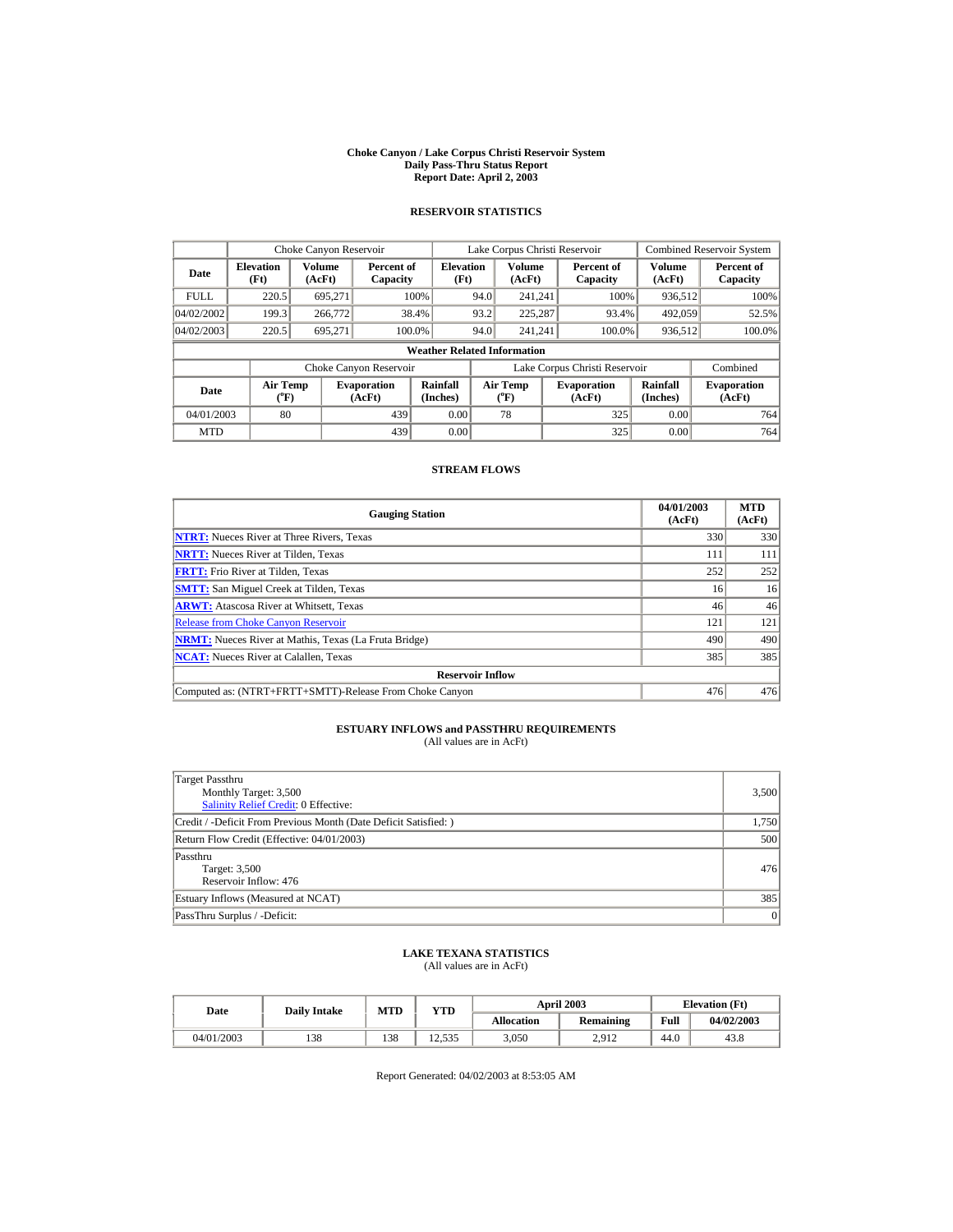# Choke Canyon / Lake Corpus Christi Reservoir System
## Daily Pass-Thru Status Report
## Report Date: April 2, 2003

### RESERVOIR STATISTICS

| Date | Choke Canyon Reservoir | | | Lake Corpus Christi Reservoir | | | Combined Reservoir System | |
|---|---|---|---|---|---|---|---|---|
| | Elevation (Ft) | Volume (AcFt) | Percent of Capacity | Elevation (Ft) | Volume (AcFt) | Percent of Capacity | Volume (AcFt) | Percent of Capacity |
| FULL | 220.5 | 695,271 | 100% | 94.0 | 241,241 | 100% | 936,512 | 100% |
| 04/02/2002 | 199.3 | 266,772 | 38.4% | 93.2 | 225,287 | 93.4% | 492,059 | 52.5% |
| 04/02/2003 | 220.5 | 695,271 | 100.0% | 94.0 | 241,241 | 100.0% | 936,512 | 100.0% |

**Weather Related Information**

| Date | Choke Canyon Reservoir | | | Lake Corpus Christi Reservoir | | | Combined |
|---|---|---|---|---|---|---|---|
| | Air Temp (°F) | Evaporation (AcFt) | Rainfall (Inches) | Air Temp (°F) | Evaporation (AcFt) | Rainfall (Inches) | Evaporation (AcFt) |
| 04/01/2003 | 80 | 439 | 0.00 | 78 | 325 | 0.00 | 764 |
| MTD | | 439 | 0.00 | | 325 | 0.00 | 764 |

### STREAM FLOWS

| Gauging Station | 04/01/2003 (AcFt) | MTD (AcFt) |
|---|---|---|
| **NTRT:** Nueces River at Three Rivers, Texas | 330 | 330 |
| **NRTT:** Nueces River at Tilden, Texas | 111 | 111 |
| **FRTT:** Frio River at Tilden, Texas | 252 | 252 |
| **SMTT:** San Miguel Creek at Tilden, Texas | 16 | 16 |
| **ARWT:** Atascosa River at Whitsett, Texas | 46 | 46 |
| Release from Choke Canyon Reservoir | 121 | 121 |
| **NRMT:** Nueces River at Mathis, Texas (La Fruta Bridge) | 490 | 490 |
| **NCAT:** Nueces River at Calallen, Texas | 385 | 385 |
| **Reservoir Inflow** | | |
| Computed as: (NTRT+FRTT+SMTT)-Release From Choke Canyon | 476 | 476 |

### ESTUARY INFLOWS and PASSTHRU REQUIREMENTS
(All values are in AcFt)

| | |
|---|---|
| Target Passthru<br>Monthly Target: 3,500<br>Salinity Relief Credit: 0 Effective: | 3,500 |
| Credit / -Deficit From Previous Month (Date Deficit Satisfied: ) | 1,750 |
| Return Flow Credit (Effective: 04/01/2003) | 500 |
| Passthru<br>Target: 3,500<br>Reservoir Inflow: 476 | 476 |
| Estuary Inflows (Measured at NCAT) | 385 |
| PassThru Surplus / -Deficit: | 0 |

### LAKE TEXANA STATISTICS
(All values are in AcFt)

| Date | Daily Intake | MTD | YTD | April 2003 | | Elevation (Ft) | |
|---|---|---|---|---|---|---|---|
| | | | | Allocation | Remaining | Full | 04/02/2003 |
| 04/01/2003 | 138 | 138 | 12,535 | 3,050 | 2,912 | 44.0 | 43.8 |

Report Generated: 04/02/2003 at 8:53:05 AM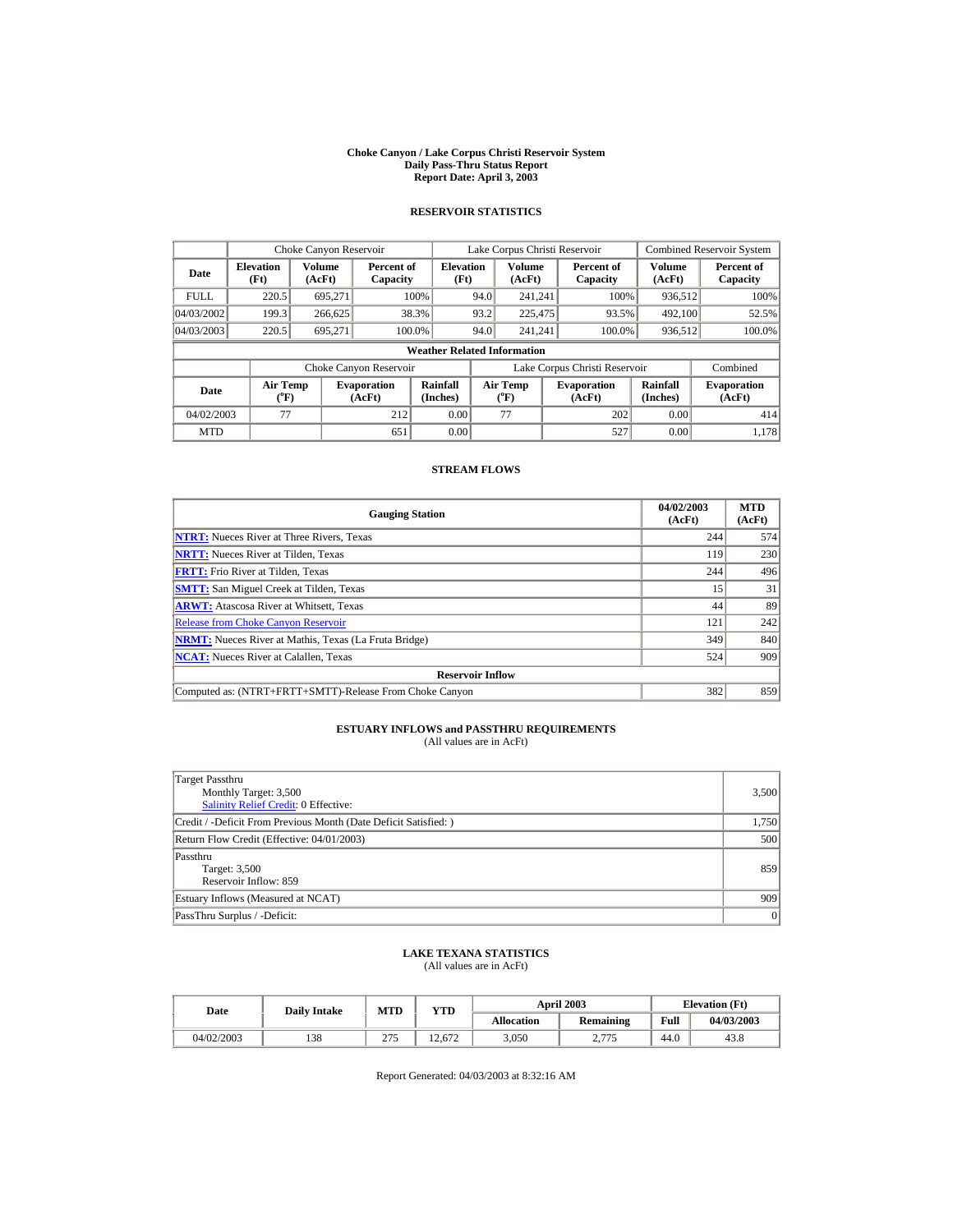# Choke Canyon / Lake Corpus Christi Reservoir System
## Daily Pass-Thru Status Report
### Report Date: April 3, 2003

## RESERVOIR STATISTICS

| Date | Choke Canyon Reservoir | | | Lake Corpus Christi Reservoir | | | Combined Reservoir System | |
|---|---|---|---|---|---|---|---|---|
| | Elevation (Ft) | Volume (AcFt) | Percent of Capacity | Elevation (Ft) | Volume (AcFt) | Percent of Capacity | Volume (AcFt) | Percent of Capacity |
| FULL | 220.5 | 695,271 | 100% | 94.0 | 241,241 | 100% | 936,512 | 100% |
| 04/03/2002 | 199.3 | 266,625 | 38.3% | 93.2 | 225,475 | 93.5% | 492,100 | 52.5% |
| 04/03/2003 | 220.5 | 695,271 | 100.0% | 94.0 | 241,241 | 100.0% | 936,512 | 100.0% |

**Weather Related Information**

| Date | Choke Canyon Reservoir | | | Lake Corpus Christi Reservoir | | | Combined |
|---|---|---|---|---|---|---|---|
| | Air Temp (°F) | Evaporation (AcFt) | Rainfall (Inches) | Air Temp (°F) | Evaporation (AcFt) | Rainfall (Inches) | Evaporation (AcFt) |
| 04/02/2003 | 77 | 212 | 0.00 | 77 | 202 | 0.00 | 414 |
| MTD | | 651 | 0.00 | | 527 | 0.00 | 1,178 |

## STREAM FLOWS

| Gauging Station | 04/02/2003 (AcFt) | MTD (AcFt) |
|---|---|---|
| NTRT: Nueces River at Three Rivers, Texas | 244 | 574 |
| NRTT: Nueces River at Tilden, Texas | 119 | 230 |
| FRTT: Frio River at Tilden, Texas | 244 | 496 |
| SMTT: San Miguel Creek at Tilden, Texas | 15 | 31 |
| ARWT: Atascosa River at Whitsett, Texas | 44 | 89 |
| Release from Choke Canyon Reservoir | 121 | 242 |
| NRMT: Nueces River at Mathis, Texas (La Fruta Bridge) | 349 | 840 |
| NCAT: Nueces River at Calallen, Texas | 524 | 909 |
| **Reservoir Inflow** | | |
| Computed as: (NTRT+FRTT+SMTT)-Release From Choke Canyon | 382 | 859 |

## ESTUARY INFLOWS and PASSTHRU REQUIREMENTS
(All values are in AcFt)

| | |
|---|---|
| Target Passthru<br>Monthly Target: 3,500<br>Salinity Relief Credit: 0 Effective: | 3,500 |
| Credit / -Deficit From Previous Month (Date Deficit Satisfied: ) | 1,750 |
| Return Flow Credit (Effective: 04/01/2003) | 500 |
| Passthru<br>Target: 3,500<br>Reservoir Inflow: 859 | 859 |
| Estuary Inflows (Measured at NCAT) | 909 |
| PassThru Surplus / -Deficit: | 0 |

## LAKE TEXANA STATISTICS
(All values are in AcFt)

| Date | Daily Intake | MTD | YTD | April 2003 | | Elevation (Ft) | |
|---|---|---|---|---|---|---|---|
| | | | | Allocation | Remaining | Full | 04/03/2003 |
| 04/02/2003 | 138 | 275 | 12,672 | 3,050 | 2,775 | 44.0 | 43.8 |

Report Generated: 04/03/2003 at 8:32:16 AM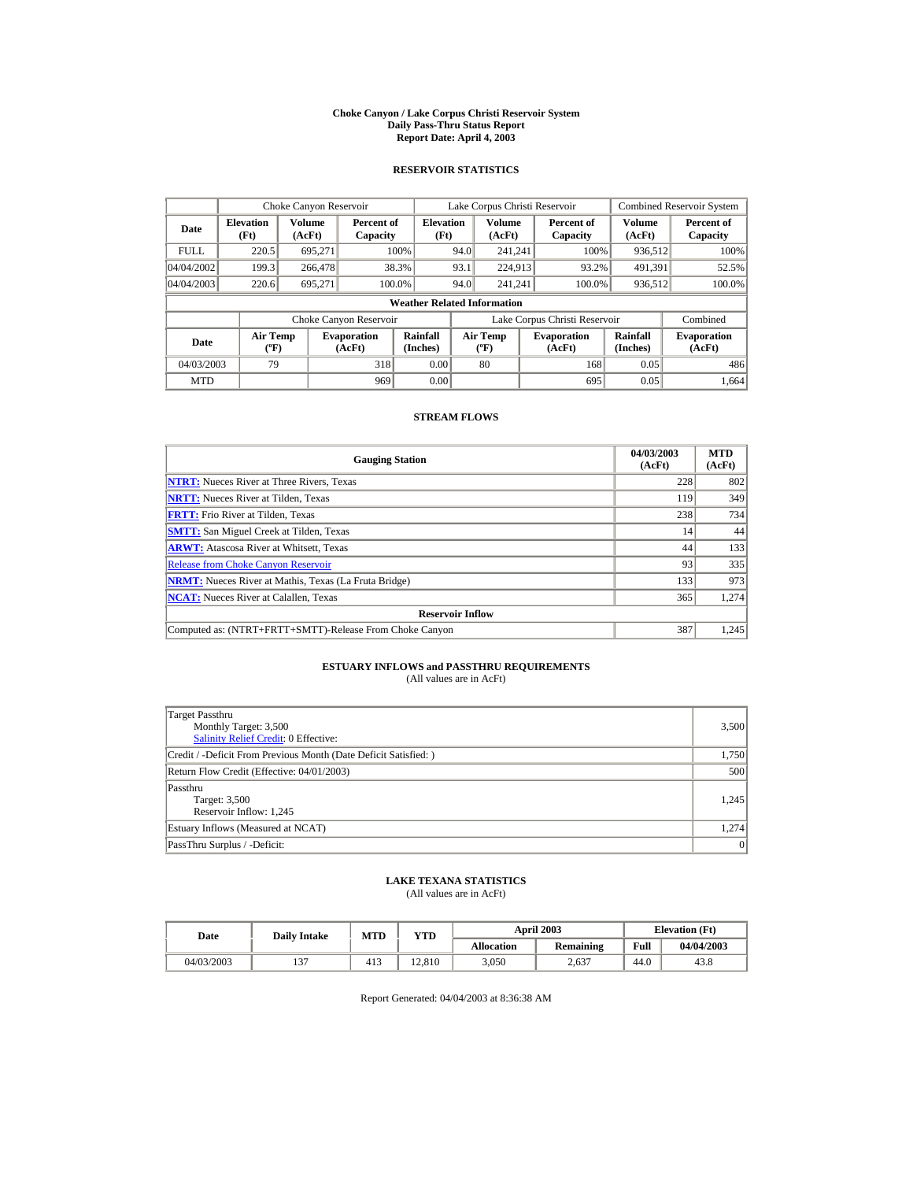# Choke Canyon / Lake Corpus Christi Reservoir System
## Daily Pass-Thru Status Report
### Report Date: April 4, 2003

## RESERVOIR STATISTICS

| Date | Choke Canyon Reservoir | | | Lake Corpus Christi Reservoir | | | Combined Reservoir System | |
|---|---|---|---|---|---|---|---|---|
| | Elevation (Ft) | Volume (AcFt) | Percent of Capacity | Elevation (Ft) | Volume (AcFt) | Percent of Capacity | Volume (AcFt) | Percent of Capacity |
| FULL | 220.5 | 695,271 | 100% | 94.0 | 241,241 | 100% | 936,512 | 100% |
| 04/04/2002 | 199.3 | 266,478 | 38.3% | 93.1 | 224,913 | 93.2% | 491,391 | 52.5% |
| 04/04/2003 | 220.6 | 695,271 | 100.0% | 94.0 | 241,241 | 100.0% | 936,512 | 100.0% |

**Weather Related Information**

| Date | Choke Canyon Reservoir | | | Lake Corpus Christi Reservoir | | | Combined |
|---|---|---|---|---|---|---|---|
| | Air Temp (ºF) | Evaporation (AcFt) | Rainfall (Inches) | Air Temp (ºF) | Evaporation (AcFt) | Rainfall (Inches) | Evaporation (AcFt) |
| 04/03/2003 | 79 | 318 | 0.00 | 80 | 168 | 0.05 | 486 |
| MTD | | 969 | 0.00 | | 695 | 0.05 | 1,664 |

## STREAM FLOWS

| Gauging Station | 04/03/2003 (AcFt) | MTD (AcFt) |
|---|---|---|
| NTRT: Nueces River at Three Rivers, Texas | 228 | 802 |
| NRTT: Nueces River at Tilden, Texas | 119 | 349 |
| FRTT: Frio River at Tilden, Texas | 238 | 734 |
| SMTT: San Miguel Creek at Tilden, Texas | 14 | 44 |
| ARWT: Atascosa River at Whitsett, Texas | 44 | 133 |
| Release from Choke Canyon Reservoir | 93 | 335 |
| NRMT: Nueces River at Mathis, Texas (La Fruta Bridge) | 133 | 973 |
| NCAT: Nueces River at Calallen, Texas | 365 | 1,274 |
| **Reservoir Inflow** | | |
| Computed as: (NTRT+FRTT+SMTT)-Release From Choke Canyon | 387 | 1,245 |

## ESTUARY INFLOWS and PASSTHRU REQUIREMENTS
(All values are in AcFt)

| | |
|---|---|
| Target Passthru<br>Monthly Target: 3,500<br>Salinity Relief Credit: 0 Effective: | 3,500 |
| Credit / -Deficit From Previous Month (Date Deficit Satisfied: ) | 1,750 |
| Return Flow Credit (Effective: 04/01/2003) | 500 |
| Passthru<br>Target: 3,500<br>Reservoir Inflow: 1,245 | 1,245 |
| Estuary Inflows (Measured at NCAT) | 1,274 |
| PassThru Surplus / -Deficit: | 0 |

## LAKE TEXANA STATISTICS
(All values are in AcFt)

| Date | Daily Intake | MTD | YTD | April 2003 | | Elevation (Ft) | |
|---|---|---|---|---|---|---|---|
| | | | | Allocation | Remaining | Full | 04/04/2003 |
| 04/03/2003 | 137 | 413 | 12,810 | 3,050 | 2,637 | 44.0 | 43.8 |

Report Generated: 04/04/2003 at 8:36:38 AM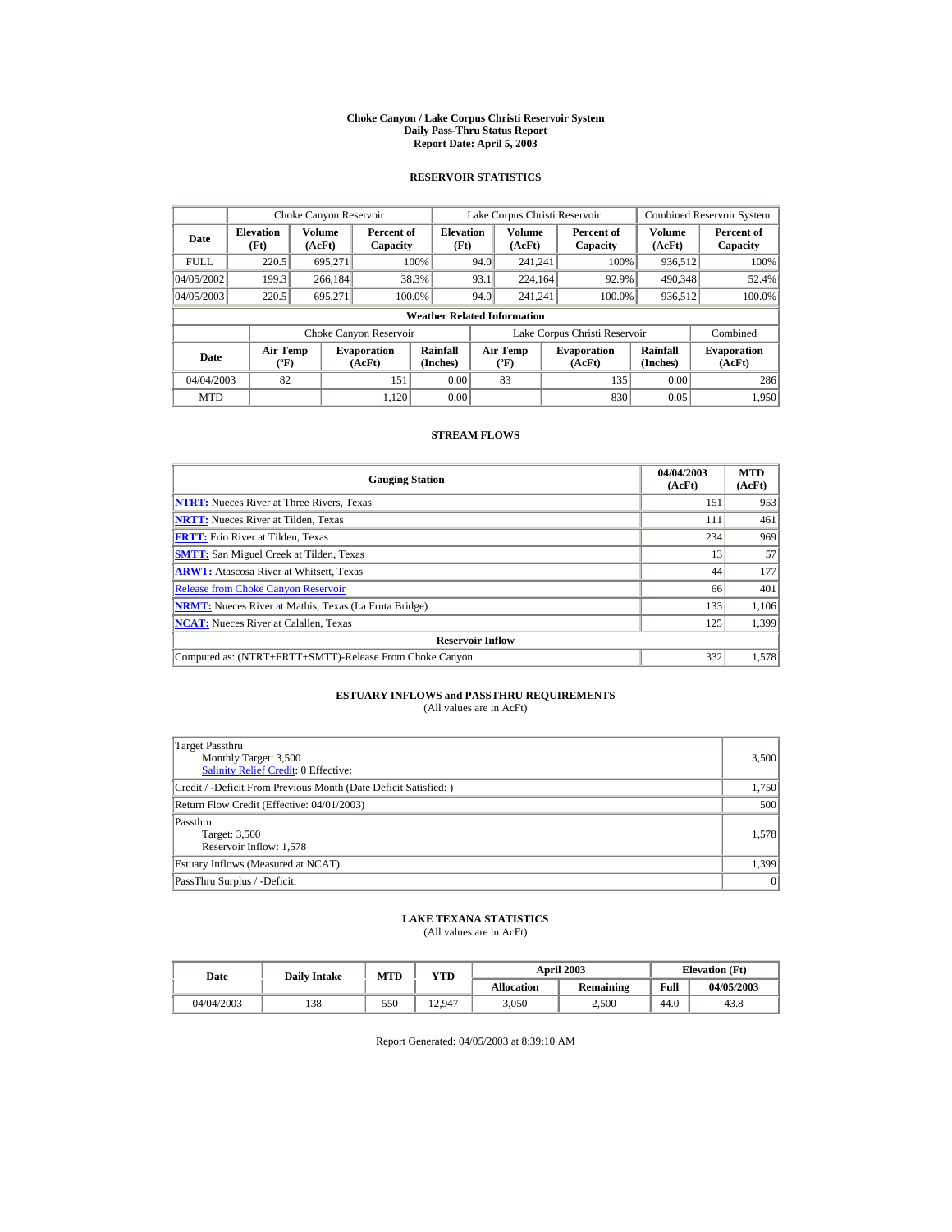# Choke Canyon / Lake Corpus Christi Reservoir System
## Daily Pass-Thru Status Report
### Report Date: April 5, 2003

## RESERVOIR STATISTICS

| | Choke Canyon Reservoir | | | Lake Corpus Christi Reservoir | | | Combined Reservoir System | |
|---|---|---|---|---|---|---|---|---|
| Date | Elevation (Ft) | Volume (AcFt) | Percent of Capacity | Elevation (Ft) | Volume (AcFt) | Percent of Capacity | Volume (AcFt) | Percent of Capacity |
| FULL | 220.5 | 695,271 | 100% | 94.0 | 241,241 | 100% | 936,512 | 100% |
| 04/05/2002 | 199.3 | 266,184 | 38.3% | 93.1 | 224,164 | 92.9% | 490,348 | 52.4% |
| 04/05/2003 | 220.5 | 695,271 | 100.0% | 94.0 | 241,241 | 100.0% | 936,512 | 100.0% |

**Weather Related Information**

| | Choke Canyon Reservoir | | | Lake Corpus Christi Reservoir | | | Combined |
|---|---|---|---|---|---|---|---|
| Date | Air Temp (ºF) | Evaporation (AcFt) | Rainfall (Inches) | Air Temp (ºF) | Evaporation (AcFt) | Rainfall (Inches) | Evaporation (AcFt) |
| 04/04/2003 | 82 | 151 | 0.00 | 83 | 135 | 0.00 | 286 |
| MTD | | 1,120 | 0.00 | | 830 | 0.05 | 1,950 |

## STREAM FLOWS

| Gauging Station | 04/04/2003 (AcFt) | MTD (AcFt) |
|---|---|---|
| **NTRT:** Nueces River at Three Rivers, Texas | 151 | 953 |
| **NRTT:** Nueces River at Tilden, Texas | 111 | 461 |
| **FRTT:** Frio River at Tilden, Texas | 234 | 969 |
| **SMTT:** San Miguel Creek at Tilden, Texas | 13 | 57 |
| **ARWT:** Atascosa River at Whitsett, Texas | 44 | 177 |
| Release from Choke Canyon Reservoir | 66 | 401 |
| **NRMT:** Nueces River at Mathis, Texas (La Fruta Bridge) | 133 | 1,106 |
| **NCAT:** Nueces River at Calallen, Texas | 125 | 1,399 |
| **Reservoir Inflow** | | |
| Computed as: (NTRT+FRTT+SMTT)-Release From Choke Canyon | 332 | 1,578 |

## ESTUARY INFLOWS and PASSTHRU REQUIREMENTS
(All values are in AcFt)

| | |
|---|---|
| Target Passthru<br>Monthly Target: 3,500<br>Salinity Relief Credit: 0 Effective: | 3,500 |
| Credit / -Deficit From Previous Month (Date Deficit Satisfied: ) | 1,750 |
| Return Flow Credit (Effective: 04/01/2003) | 500 |
| Passthru<br>Target: 3,500<br>Reservoir Inflow: 1,578 | 1,578 |
| Estuary Inflows (Measured at NCAT) | 1,399 |
| PassThru Surplus / -Deficit: | 0 |

## LAKE TEXANA STATISTICS
(All values are in AcFt)

| Date | Daily Intake | MTD | YTD | April 2003 | | Elevation (Ft) | |
|---|---|---|---|---|---|---|---|
| | | | | Allocation | Remaining | Full | 04/05/2003 |
| 04/04/2003 | 138 | 550 | 12,947 | 3,050 | 2,500 | 44.0 | 43.8 |

Report Generated: 04/05/2003 at 8:39:10 AM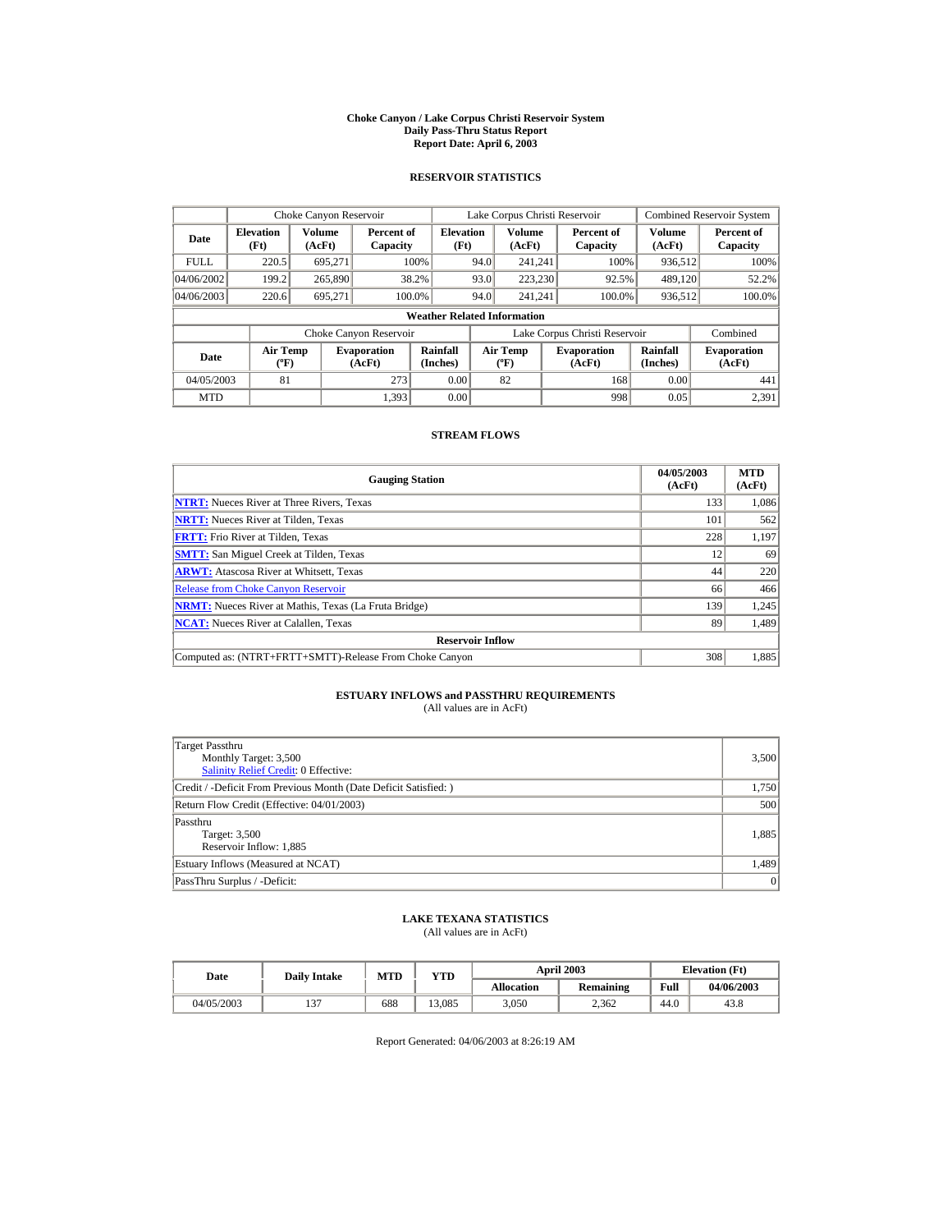# Choke Canyon / Lake Corpus Christi Reservoir System
## Daily Pass-Thru Status Report
## Report Date: April 6, 2003

### RESERVOIR STATISTICS

| | Choke Canyon Reservoir | | | Lake Corpus Christi Reservoir | | | Combined Reservoir System | |
|---|---|---|---|---|---|---|---|---|
| **Date** | **Elevation (Ft)** | **Volume (AcFt)** | **Percent of Capacity** | **Elevation (Ft)** | **Volume (AcFt)** | **Percent of Capacity** | **Volume (AcFt)** | **Percent of Capacity** |
| FULL | 220.5 | 695,271 | 100% | 94.0 | 241,241 | 100% | 936,512 | 100% |
| 04/06/2002 | 199.2 | 265,890 | 38.2% | 93.0 | 223,230 | 92.5% | 489,120 | 52.2% |
| 04/06/2003 | 220.6 | 695,271 | 100.0% | 94.0 | 241,241 | 100.0% | 936,512 | 100.0% |

**Weather Related Information**

| | Choke Canyon Reservoir | | | Lake Corpus Christi Reservoir | | | Combined |
|---|---|---|---|---|---|---|---|
| **Date** | **Air Temp (ºF)** | **Evaporation (AcFt)** | **Rainfall (Inches)** | **Air Temp (ºF)** | **Evaporation (AcFt)** | **Rainfall (Inches)** | **Evaporation (AcFt)** |
| 04/05/2003 | 81 | 273 | 0.00 | 82 | 168 | 0.00 | 441 |
| MTD | | 1,393 | 0.00 | | 998 | 0.05 | 2,391 |

### STREAM FLOWS

| Gauging Station | 04/05/2003 (AcFt) | MTD (AcFt) |
|---|---|---|
| **NTRT:** Nueces River at Three Rivers, Texas | 133 | 1,086 |
| **NRTT:** Nueces River at Tilden, Texas | 101 | 562 |
| **FRTT:** Frio River at Tilden, Texas | 228 | 1,197 |
| **SMTT:** San Miguel Creek at Tilden, Texas | 12 | 69 |
| **ARWT:** Atascosa River at Whitsett, Texas | 44 | 220 |
| Release from Choke Canyon Reservoir | 66 | 466 |
| **NRMT:** Nueces River at Mathis, Texas (La Fruta Bridge) | 139 | 1,245 |
| **NCAT:** Nueces River at Calallen, Texas | 89 | 1,489 |
| **Reservoir Inflow** | | |
| Computed as: (NTRT+FRTT+SMTT)-Release From Choke Canyon | 308 | 1,885 |

### ESTUARY INFLOWS and PASSTHRU REQUIREMENTS
(All values are in AcFt)

| | |
|---|---|
| Target Passthru<br>Monthly Target: 3,500<br>Salinity Relief Credit: 0 Effective: | 3,500 |
| Credit / -Deficit From Previous Month (Date Deficit Satisfied: ) | 1,750 |
| Return Flow Credit (Effective: 04/01/2003) | 500 |
| Passthru<br>Target: 3,500<br>Reservoir Inflow: 1,885 | 1,885 |
| Estuary Inflows (Measured at NCAT) | 1,489 |
| PassThru Surplus / -Deficit: | 0 |

### LAKE TEXANA STATISTICS
(All values are in AcFt)

| Date | Daily Intake | MTD | YTD | April 2003 | | Elevation (Ft) | |
|---|---|---|---|---|---|---|---|
| | | | | **Allocation** | **Remaining** | **Full** | **04/06/2003** |
| 04/05/2003 | 137 | 688 | 13,085 | 3,050 | 2,362 | 44.0 | 43.8 |

Report Generated: 04/06/2003 at 8:26:19 AM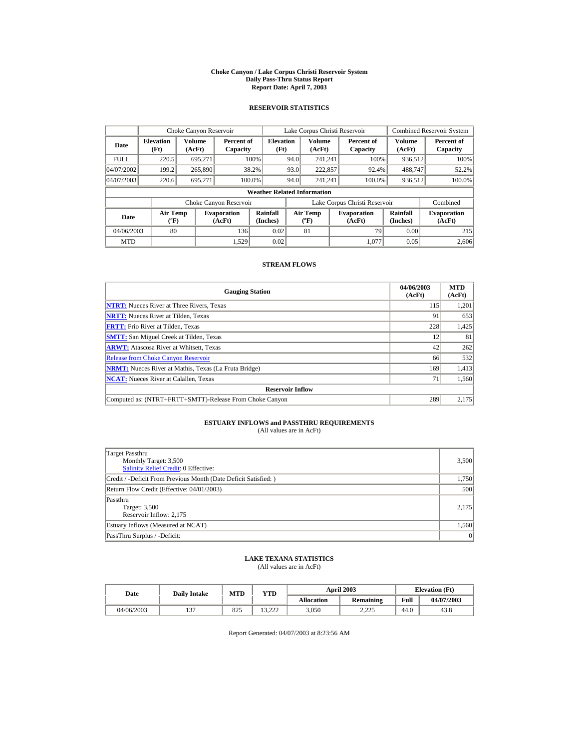# Choke Canyon / Lake Corpus Christi Reservoir System
## Daily Pass-Thru Status Report
### Report Date: April 7, 2003

## RESERVOIR STATISTICS

| Date | Choke Canyon Reservoir | | | Lake Corpus Christi Reservoir | | | Combined Reservoir System | |
|---|---|---|---|---|---|---|---|---|
| | Elevation (Ft) | Volume (AcFt) | Percent of Capacity | Elevation (Ft) | Volume (AcFt) | Percent of Capacity | Volume (AcFt) | Percent of Capacity |
| FULL | 220.5 | 695,271 | 100% | 94.0 | 241,241 | 100% | 936,512 | 100% |
| 04/07/2002 | 199.2 | 265,890 | 38.2% | 93.0 | 222,857 | 92.4% | 488,747 | 52.2% |
| 04/07/2003 | 220.6 | 695,271 | 100.0% | 94.0 | 241,241 | 100.0% | 936,512 | 100.0% |

**Weather Related Information**

| Date | Choke Canyon Reservoir | | | Lake Corpus Christi Reservoir | | | Combined |
|---|---|---|---|---|---|---|---|
| | Air Temp (ºF) | Evaporation (AcFt) | Rainfall (Inches) | Air Temp (ºF) | Evaporation (AcFt) | Rainfall (Inches) | Evaporation (AcFt) |
| 04/06/2003 | 80 | 136 | 0.02 | 81 | 79 | 0.00 | 215 |
| MTD | | 1,529 | 0.02 | | 1,077 | 0.05 | 2,606 |

## STREAM FLOWS

| Gauging Station | 04/06/2003 (AcFt) | MTD (AcFt) |
|---|---|---|
| **NTRT:** Nueces River at Three Rivers, Texas | 115 | 1,201 |
| **NRTT:** Nueces River at Tilden, Texas | 91 | 653 |
| **FRTT:** Frio River at Tilden, Texas | 228 | 1,425 |
| **SMTT:** San Miguel Creek at Tilden, Texas | 12 | 81 |
| **ARWT:** Atascosa River at Whitsett, Texas | 42 | 262 |
| Release from Choke Canyon Reservoir | 66 | 532 |
| **NRMT:** Nueces River at Mathis, Texas (La Fruta Bridge) | 169 | 1,413 |
| **NCAT:** Nueces River at Calallen, Texas | 71 | 1,560 |
| **Reservoir Inflow** | | |
| Computed as: (NTRT+FRTT+SMTT)-Release From Choke Canyon | 289 | 2,175 |

## ESTUARY INFLOWS and PASSTHRU REQUIREMENTS
(All values are in AcFt)

| | |
|---|---|
| Target Passthru<br>Monthly Target: 3,500<br>Salinity Relief Credit: 0 Effective: | 3,500 |
| Credit / -Deficit From Previous Month (Date Deficit Satisfied: ) | 1,750 |
| Return Flow Credit (Effective: 04/01/2003) | 500 |
| Passthru<br>Target: 3,500<br>Reservoir Inflow: 2,175 | 2,175 |
| Estuary Inflows (Measured at NCAT) | 1,560 |
| PassThru Surplus / -Deficit: | 0 |

## LAKE TEXANA STATISTICS
(All values are in AcFt)

| Date | Daily Intake | MTD | YTD | April 2003 | | Elevation (Ft) | |
|---|---|---|---|---|---|---|---|
| | | | | Allocation | Remaining | Full | 04/07/2003 |
| 04/06/2003 | 137 | 825 | 13,222 | 3,050 | 2,225 | 44.0 | 43.8 |

Report Generated: 04/07/2003 at 8:23:56 AM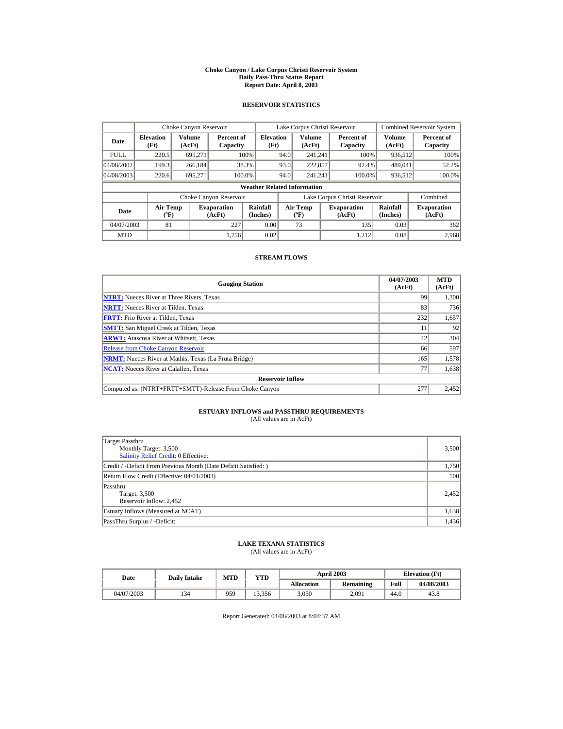# Choke Canyon / Lake Corpus Christi Reservoir System
## Daily Pass-Thru Status Report
## Report Date: April 8, 2003

### RESERVOIR STATISTICS

| Date | Choke Canyon Reservoir | | | Lake Corpus Christi Reservoir | | | Combined Reservoir System | |
|---|---|---|---|---|---|---|---|---|
| | Elevation (Ft) | Volume (AcFt) | Percent of Capacity | Elevation (Ft) | Volume (AcFt) | Percent of Capacity | Volume (AcFt) | Percent of Capacity |
| FULL | 220.5 | 695,271 | 100% | 94.0 | 241,241 | 100% | 936,512 | 100% |
| 04/08/2002 | 199.3 | 266,184 | 38.3% | 93.0 | 222,857 | 92.4% | 489,041 | 52.2% |
| 04/08/2003 | 220.6 | 695,271 | 100.0% | 94.0 | 241,241 | 100.0% | 936,512 | 100.0% |

**Weather Related Information**

| Date | Choke Canyon Reservoir | | | Lake Corpus Christi Reservoir | | | Combined |
|---|---|---|---|---|---|---|---|
| | Air Temp (ºF) | Evaporation (AcFt) | Rainfall (Inches) | Air Temp (ºF) | Evaporation (AcFt) | Rainfall (Inches) | Evaporation (AcFt) |
| 04/07/2003 | 81 | 227 | 0.00 | 73 | 135 | 0.03 | 362 |
| MTD | | 1,756 | 0.02 | | 1,212 | 0.08 | 2,968 |

### STREAM FLOWS

| Gauging Station | 04/07/2003 (AcFt) | MTD (AcFt) |
|---|---|---|
| **NTRT:** Nueces River at Three Rivers, Texas | 99 | 1,300 |
| **NRTT:** Nueces River at Tilden, Texas | 83 | 736 |
| **FRTT:** Frio River at Tilden, Texas | 232 | 1,657 |
| **SMTT:** San Miguel Creek at Tilden, Texas | 11 | 92 |
| **ARWT:** Atascosa River at Whitsett, Texas | 42 | 304 |
| Release from Choke Canyon Reservoir | 66 | 597 |
| **NRMT:** Nueces River at Mathis, Texas (La Fruta Bridge) | 165 | 1,578 |
| **NCAT:** Nueces River at Calallen, Texas | 77 | 1,638 |
| **Reservoir Inflow** | | |
| Computed as: (NTRT+FRTT+SMTT)-Release From Choke Canyon | 277 | 2,452 |

### ESTUARY INFLOWS and PASSTHRU REQUIREMENTS
(All values are in AcFt)

| Item | Value |
|---|---|
| Target Passthru<br>Monthly Target: 3,500<br>Salinity Relief Credit: 0 Effective: | 3,500 |
| Credit / -Deficit From Previous Month (Date Deficit Satisfied: ) | 1,750 |
| Return Flow Credit (Effective: 04/01/2003) | 500 |
| Passthru<br>Target: 3,500<br>Reservoir Inflow: 2,452 | 2,452 |
| Estuary Inflows (Measured at NCAT) | 1,638 |
| PassThru Surplus / -Deficit: | 1,436 |

### LAKE TEXANA STATISTICS
(All values are in AcFt)

| Date | Daily Intake | MTD | YTD | April 2003 | | Elevation (Ft) | |
|---|---|---|---|---|---|---|---|
| | | | | Allocation | Remaining | Full | 04/08/2003 |
| 04/07/2003 | 134 | 959 | 13,356 | 3,050 | 2,091 | 44.0 | 43.8 |

Report Generated: 04/08/2003 at 8:04:37 AM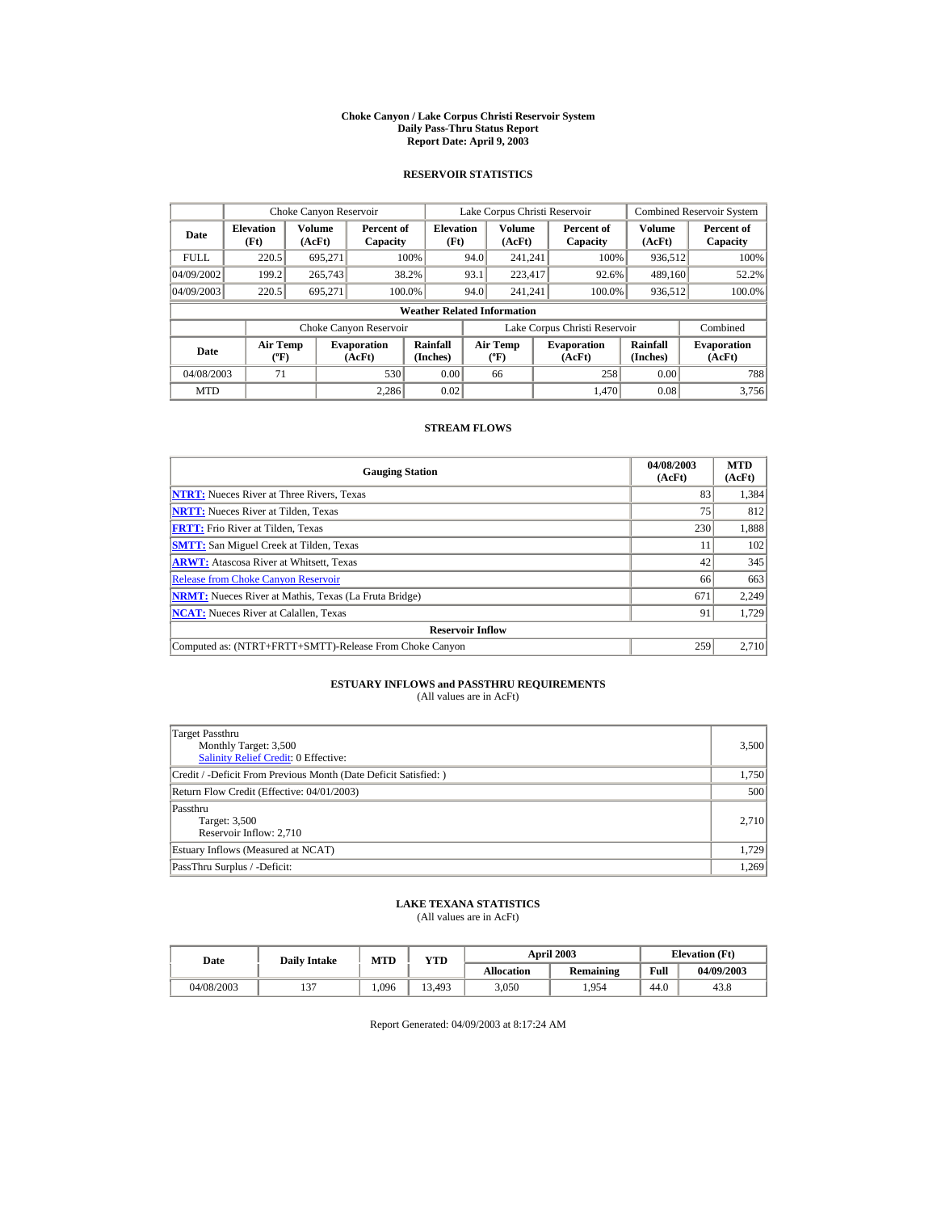# Choke Canyon / Lake Corpus Christi Reservoir System
## Daily Pass-Thru Status Report
### Report Date: April 9, 2003

## RESERVOIR STATISTICS

| Date | Choke Canyon Reservoir | | | Lake Corpus Christi Reservoir | | | Combined Reservoir System | |
|---|---|---|---|---|---|---|---|---|
| | Elevation (Ft) | Volume (AcFt) | Percent of Capacity | Elevation (Ft) | Volume (AcFt) | Percent of Capacity | Volume (AcFt) | Percent of Capacity |
| FULL | 220.5 | 695,271 | 100% | 94.0 | 241,241 | 100% | 936,512 | 100% |
| 04/09/2002 | 199.2 | 265,743 | 38.2% | 93.1 | 223,417 | 92.6% | 489,160 | 52.2% |
| 04/09/2003 | 220.5 | 695,271 | 100.0% | 94.0 | 241,241 | 100.0% | 936,512 | 100.0% |

**Weather Related Information**

| Date | Choke Canyon Reservoir | | | Lake Corpus Christi Reservoir | | | Combined |
|---|---|---|---|---|---|---|---|
| | Air Temp (ºF) | Evaporation (AcFt) | Rainfall (Inches) | Air Temp (ºF) | Evaporation (AcFt) | Rainfall (Inches) | Evaporation (AcFt) |
| 04/08/2003 | 71 | 530 | 0.00 | 66 | 258 | 0.00 | 788 |
| MTD | | 2,286 | 0.02 | | 1,470 | 0.08 | 3,756 |

## STREAM FLOWS

| Gauging Station | 04/08/2003 (AcFt) | MTD (AcFt) |
|---|---|---|
| NTRT: Nueces River at Three Rivers, Texas | 83 | 1,384 |
| NRTT: Nueces River at Tilden, Texas | 75 | 812 |
| FRTT: Frio River at Tilden, Texas | 230 | 1,888 |
| SMTT: San Miguel Creek at Tilden, Texas | 11 | 102 |
| ARWT: Atascosa River at Whitsett, Texas | 42 | 345 |
| Release from Choke Canyon Reservoir | 66 | 663 |
| NRMT: Nueces River at Mathis, Texas (La Fruta Bridge) | 671 | 2,249 |
| NCAT: Nueces River at Calallen, Texas | 91 | 1,729 |
| **Reservoir Inflow** | | |
| Computed as: (NTRT+FRTT+SMTT)-Release From Choke Canyon | 259 | 2,710 |

## ESTUARY INFLOWS and PASSTHRU REQUIREMENTS

(All values are in AcFt)

| | |
|---|---|
| Target Passthru<br>Monthly Target: 3,500<br>Salinity Relief Credit: 0 Effective: | 3,500 |
| Credit / -Deficit From Previous Month (Date Deficit Satisfied: ) | 1,750 |
| Return Flow Credit (Effective: 04/01/2003) | 500 |
| Passthru<br>Target: 3,500<br>Reservoir Inflow: 2,710 | 2,710 |
| Estuary Inflows (Measured at NCAT) | 1,729 |
| PassThru Surplus / -Deficit: | 1,269 |

## LAKE TEXANA STATISTICS

(All values are in AcFt)

| Date | Daily Intake | MTD | YTD | April 2003 | | Elevation (Ft) | |
|---|---|---|---|---|---|---|---|
| | | | | Allocation | Remaining | Full | 04/09/2003 |
| 04/08/2003 | 137 | 1,096 | 13,493 | 3,050 | 1,954 | 44.0 | 43.8 |

Report Generated: 04/09/2003 at 8:17:24 AM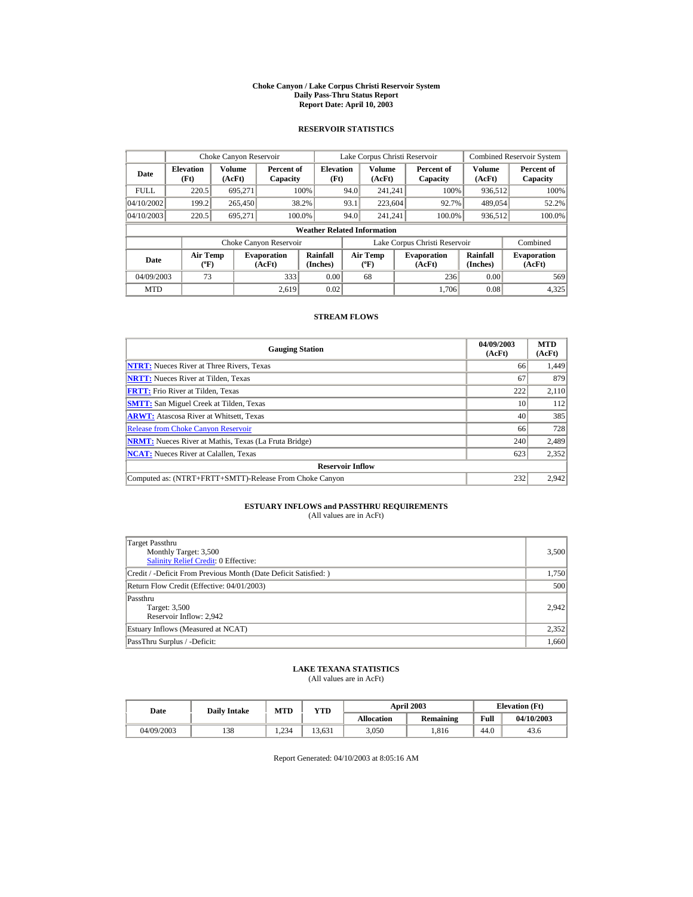# Choke Canyon / Lake Corpus Christi Reservoir System
## Daily Pass-Thru Status Report
### Report Date: April 10, 2003

## RESERVOIR STATISTICS

| Date | Choke Canyon Reservoir | | | Lake Corpus Christi Reservoir | | | Combined Reservoir System | |
|---|---|---|---|---|---|---|---|---|
| | Elevation (Ft) | Volume (AcFt) | Percent of Capacity | Elevation (Ft) | Volume (AcFt) | Percent of Capacity | Volume (AcFt) | Percent of Capacity |
| FULL | 220.5 | 695,271 | 100% | 94.0 | 241,241 | 100% | 936,512 | 100% |
| 04/10/2002 | 199.2 | 265,450 | 38.2% | 93.1 | 223,604 | 92.7% | 489,054 | 52.2% |
| 04/10/2003 | 220.5 | 695,271 | 100.0% | 94.0 | 241,241 | 100.0% | 936,512 | 100.0% |

**Weather Related Information**

| Date | Choke Canyon Reservoir | | | Lake Corpus Christi Reservoir | | | Combined |
|---|---|---|---|---|---|---|---|
| | Air Temp (ºF) | Evaporation (AcFt) | Rainfall (Inches) | Air Temp (ºF) | Evaporation (AcFt) | Rainfall (Inches) | Evaporation (AcFt) |
| 04/09/2003 | 73 | 333 | 0.00 | 68 | 236 | 0.00 | 569 |
| MTD | | 2,619 | 0.02 | | 1,706 | 0.08 | 4,325 |

## STREAM FLOWS

| Gauging Station | 04/09/2003 (AcFt) | MTD (AcFt) |
|---|---|---|
| NTRT: Nueces River at Three Rivers, Texas | 66 | 1,449 |
| NRTT: Nueces River at Tilden, Texas | 67 | 879 |
| FRTT: Frio River at Tilden, Texas | 222 | 2,110 |
| SMTT: San Miguel Creek at Tilden, Texas | 10 | 112 |
| ARWT: Atascosa River at Whitsett, Texas | 40 | 385 |
| Release from Choke Canyon Reservoir | 66 | 728 |
| NRMT: Nueces River at Mathis, Texas (La Fruta Bridge) | 240 | 2,489 |
| NCAT: Nueces River at Calallen, Texas | 623 | 2,352 |
| **Reservoir Inflow** | | |
| Computed as: (NTRT+FRTT+SMTT)-Release From Choke Canyon | 232 | 2,942 |

## ESTUARY INFLOWS and PASSTHRU REQUIREMENTS
(All values are in AcFt)

| | |
|---|---|
| Target Passthru<br>Monthly Target: 3,500<br>Salinity Relief Credit: 0 Effective: | 3,500 |
| Credit / -Deficit From Previous Month (Date Deficit Satisfied: ) | 1,750 |
| Return Flow Credit (Effective: 04/01/2003) | 500 |
| Passthru<br>Target: 3,500<br>Reservoir Inflow: 2,942 | 2,942 |
| Estuary Inflows (Measured at NCAT) | 2,352 |
| PassThru Surplus / -Deficit: | 1,660 |

## LAKE TEXANA STATISTICS
(All values are in AcFt)

| Date | Daily Intake | MTD | YTD | April 2003 | | Elevation (Ft) | |
|---|---|---|---|---|---|---|---|
| | | | | Allocation | Remaining | Full | 04/10/2003 |
| 04/09/2003 | 138 | 1,234 | 13,631 | 3,050 | 1,816 | 44.0 | 43.6 |

Report Generated: 04/10/2003 at 8:05:16 AM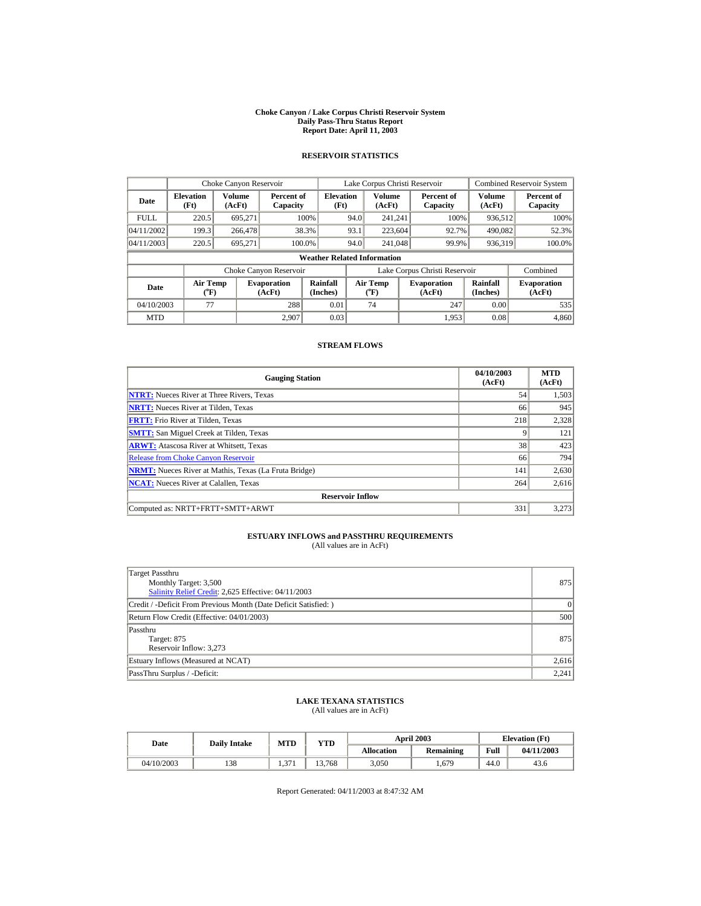# Choke Canyon / Lake Corpus Christi Reservoir System
## Daily Pass-Thru Status Report
### Report Date: April 11, 2003

## RESERVOIR STATISTICS

| Date | Choke Canyon Reservoir | | | Lake Corpus Christi Reservoir | | | Combined Reservoir System | |
|---|---|---|---|---|---|---|---|---|
| | Elevation (Ft) | Volume (AcFt) | Percent of Capacity | Elevation (Ft) | Volume (AcFt) | Percent of Capacity | Volume (AcFt) | Percent of Capacity |
| FULL | 220.5 | 695,271 | 100% | 94.0 | 241,241 | 100% | 936,512 | 100% |
| 04/11/2002 | 199.3 | 266,478 | 38.3% | 93.1 | 223,604 | 92.7% | 490,082 | 52.3% |
| 04/11/2003 | 220.5 | 695,271 | 100.0% | 94.0 | 241,048 | 99.9% | 936,319 | 100.0% |

**Weather Related Information**

| Date | Choke Canyon Reservoir | | | Lake Corpus Christi Reservoir | | | Combined |
|---|---|---|---|---|---|---|---|
| | Air Temp (°F) | Evaporation (AcFt) | Rainfall (Inches) | Air Temp (°F) | Evaporation (AcFt) | Rainfall (Inches) | Evaporation (AcFt) |
| 04/10/2003 | 77 | 288 | 0.01 | 74 | 247 | 0.00 | 535 |
| MTD | | 2,907 | 0.03 | | 1,953 | 0.08 | 4,860 |

## STREAM FLOWS

| Gauging Station | 04/10/2003 (AcFt) | MTD (AcFt) |
|---|---|---|
| NTRT: Nueces River at Three Rivers, Texas | 54 | 1,503 |
| NRTT: Nueces River at Tilden, Texas | 66 | 945 |
| FRTT: Frio River at Tilden, Texas | 218 | 2,328 |
| SMTT: San Miguel Creek at Tilden, Texas | 9 | 121 |
| ARWT: Atascosa River at Whitsett, Texas | 38 | 423 |
| Release from Choke Canyon Reservoir | 66 | 794 |
| NRMT: Nueces River at Mathis, Texas (La Fruta Bridge) | 141 | 2,630 |
| NCAT: Nueces River at Calallen, Texas | 264 | 2,616 |
| **Reservoir Inflow** | | |
| Computed as: NRTT+FRTT+SMTT+ARWT | 331 | 3,273 |

## ESTUARY INFLOWS and PASSTHRU REQUIREMENTS
(All values are in AcFt)

| | |
|---|---|
| Target Passthru<br>Monthly Target: 3,500<br>Salinity Relief Credit: 2,625 Effective: 04/11/2003 | 875 |
| Credit / -Deficit From Previous Month (Date Deficit Satisfied: ) | 0 |
| Return Flow Credit (Effective: 04/01/2003) | 500 |
| Passthru<br>Target: 875<br>Reservoir Inflow: 3,273 | 875 |
| Estuary Inflows (Measured at NCAT) | 2,616 |
| PassThru Surplus / -Deficit: | 2,241 |

## LAKE TEXANA STATISTICS
(All values are in AcFt)

| Date | Daily Intake | MTD | YTD | April 2003 | | Elevation (Ft) | |
|---|---|---|---|---|---|---|---|
| | | | | Allocation | Remaining | Full | 04/11/2003 |
| 04/10/2003 | 138 | 1,371 | 13,768 | 3,050 | 1,679 | 44.0 | 43.6 |

Report Generated: 04/11/2003 at 8:47:32 AM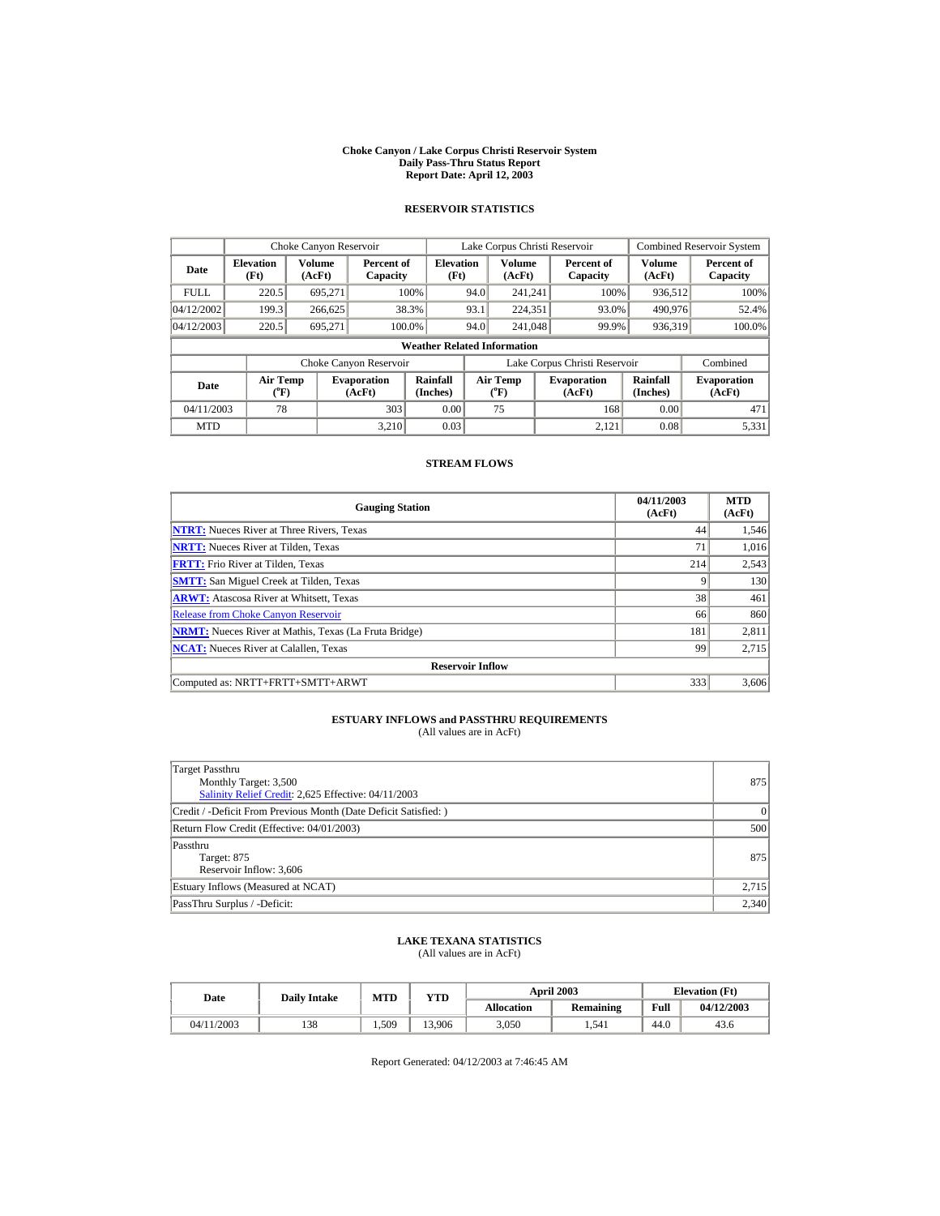# Choke Canyon / Lake Corpus Christi Reservoir System
## Daily Pass-Thru Status Report
### Report Date: April 12, 2003

## RESERVOIR STATISTICS

| | Choke Canyon Reservoir | | | Lake Corpus Christi Reservoir | | | Combined Reservoir System | |
|---|---|---|---|---|---|---|---|---|
| Date | Elevation (Ft) | Volume (AcFt) | Percent of Capacity | Elevation (Ft) | Volume (AcFt) | Percent of Capacity | Volume (AcFt) | Percent of Capacity |
| FULL | 220.5 | 695,271 | 100% | 94.0 | 241,241 | 100% | 936,512 | 100% |
| 04/12/2002 | 199.3 | 266,625 | 38.3% | 93.1 | 224,351 | 93.0% | 490,976 | 52.4% |
| 04/12/2003 | 220.5 | 695,271 | 100.0% | 94.0 | 241,048 | 99.9% | 936,319 | 100.0% |

**Weather Related Information**

| | Choke Canyon Reservoir | | | Lake Corpus Christi Reservoir | | | Combined |
|---|---|---|---|---|---|---|---|
| Date | Air Temp (°F) | Evaporation (AcFt) | Rainfall (Inches) | Air Temp (°F) | Evaporation (AcFt) | Rainfall (Inches) | Evaporation (AcFt) |
| 04/11/2003 | 78 | 303 | 0.00 | 75 | 168 | 0.00 | 471 |
| MTD | | 3,210 | 0.03 | | 2,121 | 0.08 | 5,331 |

## STREAM FLOWS

| Gauging Station | 04/11/2003 (AcFt) | MTD (AcFt) |
|---|---|---|
| NTRT: Nueces River at Three Rivers, Texas | 44 | 1,546 |
| NRTT: Nueces River at Tilden, Texas | 71 | 1,016 |
| FRTT: Frio River at Tilden, Texas | 214 | 2,543 |
| SMTT: San Miguel Creek at Tilden, Texas | 9 | 130 |
| ARWT: Atascosa River at Whitsett, Texas | 38 | 461 |
| Release from Choke Canyon Reservoir | 66 | 860 |
| NRMT: Nueces River at Mathis, Texas (La Fruta Bridge) | 181 | 2,811 |
| NCAT: Nueces River at Calallen, Texas | 99 | 2,715 |
| **Reservoir Inflow** | | |
| Computed as: NRTT+FRTT+SMTT+ARWT | 333 | 3,606 |

## ESTUARY INFLOWS and PASSTHRU REQUIREMENTS
(All values are in AcFt)

| | |
|---|---|
| Target Passthru<br>Monthly Target: 3,500<br>Salinity Relief Credit: 2,625 Effective: 04/11/2003 | 875 |
| Credit / -Deficit From Previous Month (Date Deficit Satisfied: ) | 0 |
| Return Flow Credit (Effective: 04/01/2003) | 500 |
| Passthru<br>Target: 875<br>Reservoir Inflow: 3,606 | 875 |
| Estuary Inflows (Measured at NCAT) | 2,715 |
| PassThru Surplus / -Deficit: | 2,340 |

## LAKE TEXANA STATISTICS
(All values are in AcFt)

| Date | Daily Intake | MTD | YTD | April 2003 | | Elevation (Ft) | |
|---|---|---|---|---|---|---|---|
| | | | | Allocation | Remaining | Full | 04/12/2003 |
| 04/11/2003 | 138 | 1,509 | 13,906 | 3,050 | 1,541 | 44.0 | 43.6 |

Report Generated: 04/12/2003 at 7:46:45 AM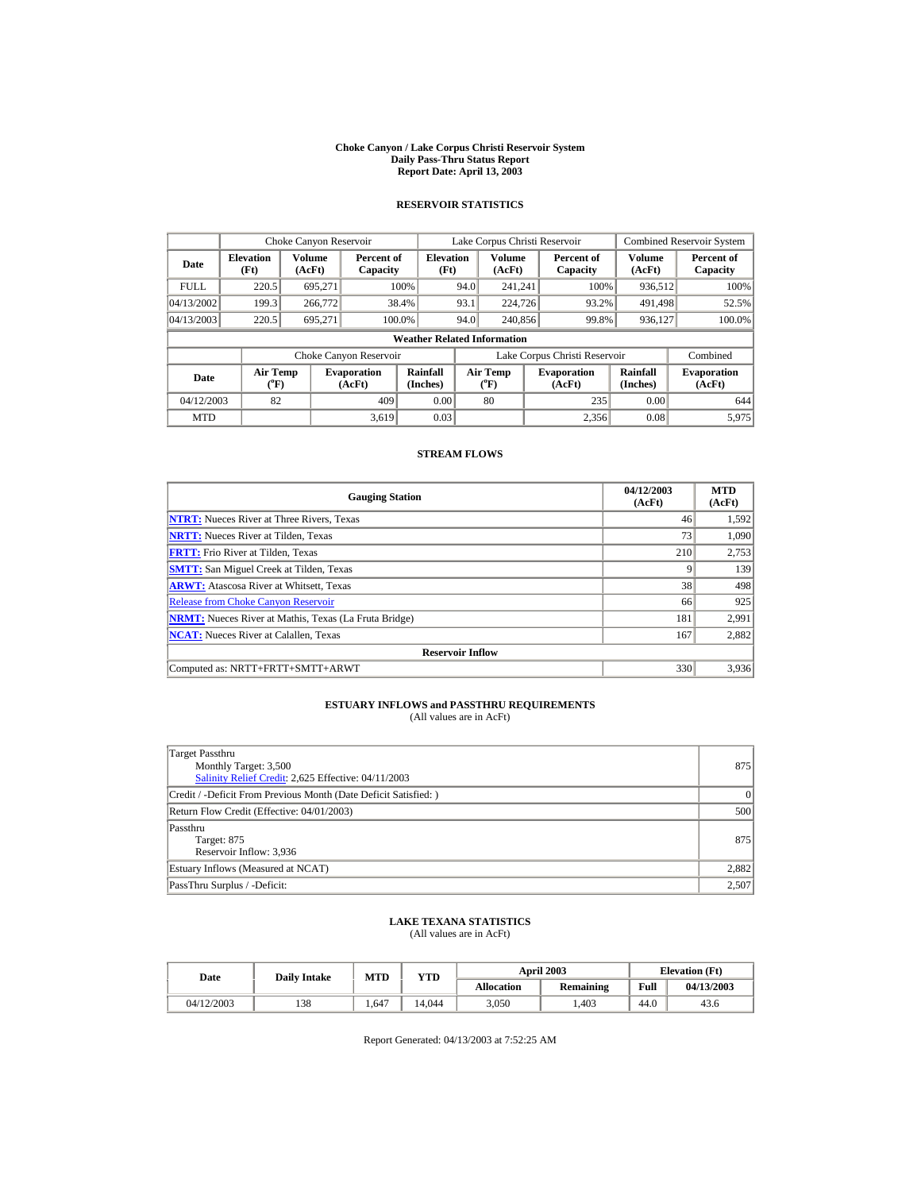**Choke Canyon / Lake Corpus Christi Reservoir System**
**Daily Pass-Thru Status Report**
**Report Date: April 13, 2003**

## RESERVOIR STATISTICS

| | Choke Canyon Reservoir | | | Lake Corpus Christi Reservoir | | | Combined Reservoir System | |
|---|---|---|---|---|---|---|---|---|
| **Date** | **Elevation (Ft)** | **Volume (AcFt)** | **Percent of Capacity** | **Elevation (Ft)** | **Volume (AcFt)** | **Percent of Capacity** | **Volume (AcFt)** | **Percent of Capacity** |
| FULL | 220.5 | 695,271 | 100% | 94.0 | 241,241 | 100% | 936,512 | 100% |
| 04/13/2002 | 199.3 | 266,772 | 38.4% | 93.1 | 224,726 | 93.2% | 491,498 | 52.5% |
| 04/13/2003 | 220.5 | 695,271 | 100.0% | 94.0 | 240,856 | 99.8% | 936,127 | 100.0% |

**Weather Related Information**

| | Choke Canyon Reservoir | | | Lake Corpus Christi Reservoir | | | Combined |
|---|---|---|---|---|---|---|---|
| **Date** | **Air Temp (°F)** | **Evaporation (AcFt)** | **Rainfall (Inches)** | **Air Temp (°F)** | **Evaporation (AcFt)** | **Rainfall (Inches)** | **Evaporation (AcFt)** |
| 04/12/2003 | 82 | 409 | 0.00 | 80 | 235 | 0.00 | 644 |
| MTD | | 3,619 | 0.03 | | 2,356 | 0.08 | 5,975 |

## STREAM FLOWS

| Gauging Station | 04/12/2003 (AcFt) | MTD (AcFt) |
|---|---|---|
| **NTRT:** Nueces River at Three Rivers, Texas | 46 | 1,592 |
| **NRTT:** Nueces River at Tilden, Texas | 73 | 1,090 |
| **FRTT:** Frio River at Tilden, Texas | 210 | 2,753 |
| **SMTT:** San Miguel Creek at Tilden, Texas | 9 | 139 |
| **ARWT:** Atascosa River at Whitsett, Texas | 38 | 498 |
| Release from Choke Canyon Reservoir | 66 | 925 |
| **NRMT:** Nueces River at Mathis, Texas (La Fruta Bridge) | 181 | 2,991 |
| **NCAT:** Nueces River at Calallen, Texas | 167 | 2,882 |
| **Reservoir Inflow** | | |
| Computed as: NRTT+FRTT+SMTT+ARWT | 330 | 3,936 |

## ESTUARY INFLOWS and PASSTHRU REQUIREMENTS

(All values are in AcFt)

| | |
|---|---|
| Target Passthru<br>Monthly Target: 3,500<br>Salinity Relief Credit: 2,625 Effective: 04/11/2003 | 875 |
| Credit / -Deficit From Previous Month (Date Deficit Satisfied: ) | 0 |
| Return Flow Credit (Effective: 04/01/2003) | 500 |
| Passthru<br>Target: 875<br>Reservoir Inflow: 3,936 | 875 |
| Estuary Inflows (Measured at NCAT) | 2,882 |
| PassThru Surplus / -Deficit: | 2,507 |

## LAKE TEXANA STATISTICS

(All values are in AcFt)

| Date | Daily Intake | MTD | YTD | April 2003 | | Elevation (Ft) | |
|---|---|---|---|---|---|---|---|
| | | | | **Allocation** | **Remaining** | **Full** | **04/13/2003** |
| 04/12/2003 | 138 | 1,647 | 14,044 | 3,050 | 1,403 | 44.0 | 43.6 |

Report Generated: 04/13/2003 at 7:52:25 AM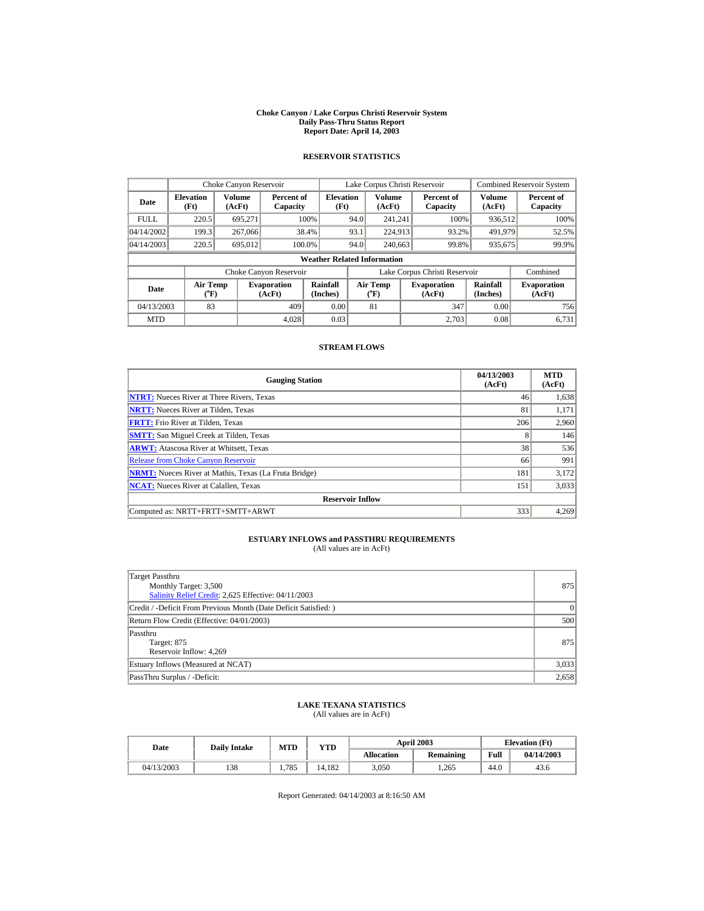# Choke Canyon / Lake Corpus Christi Reservoir System
## Daily Pass-Thru Status Report
### Report Date: April 14, 2003

## RESERVOIR STATISTICS

| Date | Choke Canyon Reservoir | | | Lake Corpus Christi Reservoir | | | Combined Reservoir System | |
|---|---|---|---|---|---|---|---|---|
| | Elevation (Ft) | Volume (AcFt) | Percent of Capacity | Elevation (Ft) | Volume (AcFt) | Percent of Capacity | Volume (AcFt) | Percent of Capacity |
| FULL | 220.5 | 695,271 | 100% | 94.0 | 241,241 | 100% | 936,512 | 100% |
| 04/14/2002 | 199.3 | 267,066 | 38.4% | 93.1 | 224,913 | 93.2% | 491,979 | 52.5% |
| 04/14/2003 | 220.5 | 695,012 | 100.0% | 94.0 | 240,663 | 99.8% | 935,675 | 99.9% |

**Weather Related Information**

| Date | Choke Canyon Reservoir | | | Lake Corpus Christi Reservoir | | | Combined |
|---|---|---|---|---|---|---|---|
| | Air Temp (°F) | Evaporation (AcFt) | Rainfall (Inches) | Air Temp (°F) | Evaporation (AcFt) | Rainfall (Inches) | Evaporation (AcFt) |
| 04/13/2003 | 83 | 409 | 0.00 | 81 | 347 | 0.00 | 756 |
| MTD | | 4,028 | 0.03 | | 2,703 | 0.08 | 6,731 |

## STREAM FLOWS

| Gauging Station | 04/13/2003 (AcFt) | MTD (AcFt) |
|---|---|---|
| NTRT: Nueces River at Three Rivers, Texas | 46 | 1,638 |
| NRTT: Nueces River at Tilden, Texas | 81 | 1,171 |
| FRTT: Frio River at Tilden, Texas | 206 | 2,960 |
| SMTT: San Miguel Creek at Tilden, Texas | 8 | 146 |
| ARWT: Atascosa River at Whitsett, Texas | 38 | 536 |
| Release from Choke Canyon Reservoir | 66 | 991 |
| NRMT: Nueces River at Mathis, Texas (La Fruta Bridge) | 181 | 3,172 |
| NCAT: Nueces River at Calallen, Texas | 151 | 3,033 |
| **Reservoir Inflow** | | |
| Computed as: NRTT+FRTT+SMTT+ARWT | 333 | 4,269 |

## ESTUARY INFLOWS and PASSTHRU REQUIREMENTS
(All values are in AcFt)

| | |
|---|---|
| Target Passthru<br>Monthly Target: 3,500<br>Salinity Relief Credit: 2,625 Effective: 04/11/2003 | 875 |
| Credit / -Deficit From Previous Month (Date Deficit Satisfied: ) | 0 |
| Return Flow Credit (Effective: 04/01/2003) | 500 |
| Passthru<br>Target: 875<br>Reservoir Inflow: 4,269 | 875 |
| Estuary Inflows (Measured at NCAT) | 3,033 |
| PassThru Surplus / -Deficit: | 2,658 |

## LAKE TEXANA STATISTICS
(All values are in AcFt)

| Date | Daily Intake | MTD | YTD | April 2003 | | Elevation (Ft) | |
|---|---|---|---|---|---|---|---|
| | | | | Allocation | Remaining | Full | 04/14/2003 |
| 04/13/2003 | 138 | 1,785 | 14,182 | 3,050 | 1,265 | 44.0 | 43.6 |

Report Generated: 04/14/2003 at 8:16:50 AM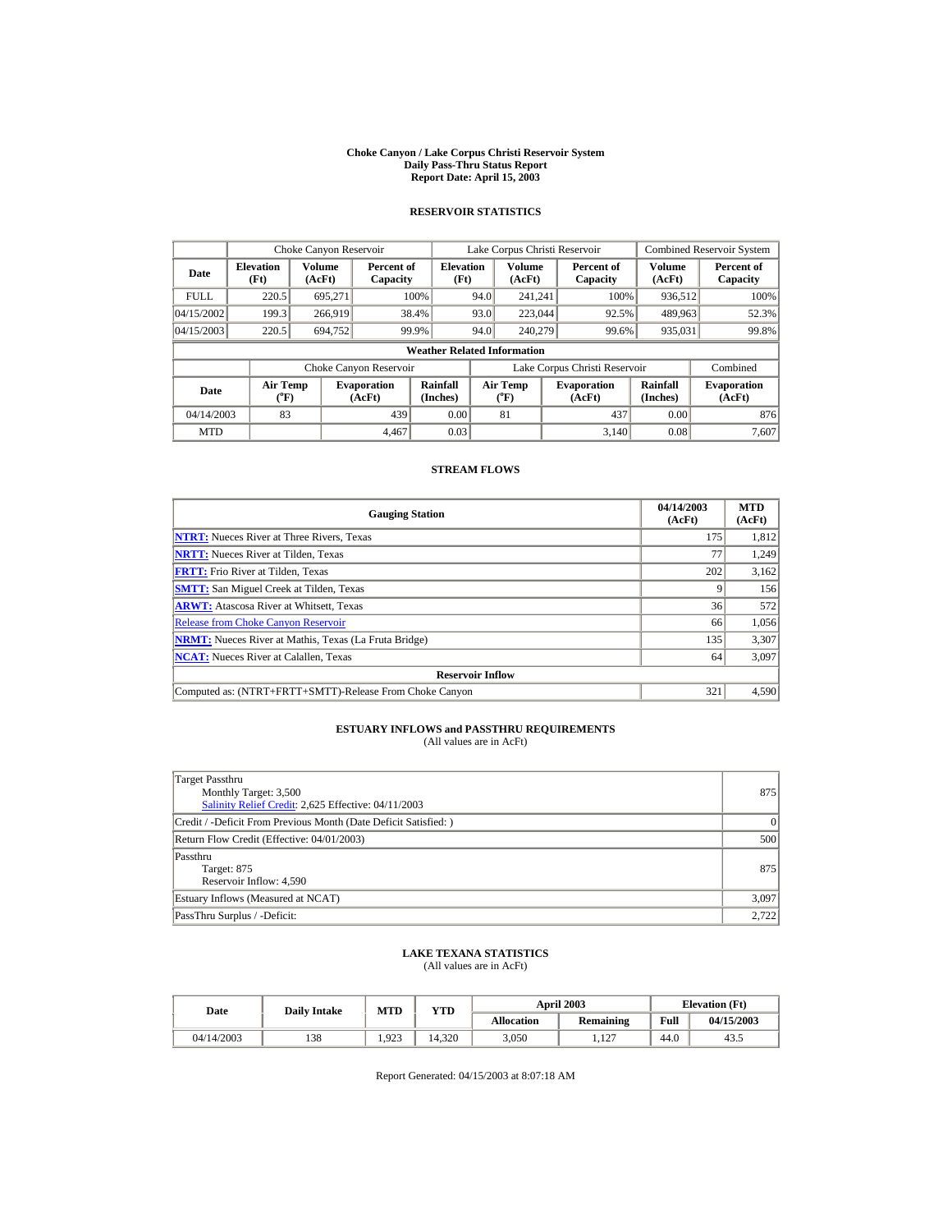**Choke Canyon / Lake Corpus Christi Reservoir System**
**Daily Pass-Thru Status Report**
**Report Date: April 15, 2003**

## RESERVOIR STATISTICS

| Date | Choke Canyon Reservoir | | | Lake Corpus Christi Reservoir | | | Combined Reservoir System | |
|---|---|---|---|---|---|---|---|---|
| | Elevation (Ft) | Volume (AcFt) | Percent of Capacity | Elevation (Ft) | Volume (AcFt) | Percent of Capacity | Volume (AcFt) | Percent of Capacity |
| FULL | 220.5 | 695,271 | 100% | 94.0 | 241,241 | 100% | 936,512 | 100% |
| 04/15/2002 | 199.3 | 266,919 | 38.4% | 93.0 | 223,044 | 92.5% | 489,963 | 52.3% |
| 04/15/2003 | 220.5 | 694,752 | 99.9% | 94.0 | 240,279 | 99.6% | 935,031 | 99.8% |

**Weather Related Information**

| Date | Choke Canyon Reservoir | | | Lake Corpus Christi Reservoir | | | Combined |
|---|---|---|---|---|---|---|---|
| | Air Temp (°F) | Evaporation (AcFt) | Rainfall (Inches) | Air Temp (°F) | Evaporation (AcFt) | Rainfall (Inches) | Evaporation (AcFt) |
| 04/14/2003 | 83 | 439 | 0.00 | 81 | 437 | 0.00 | 876 |
| MTD | | 4,467 | 0.03 | | 3,140 | 0.08 | 7,607 |

## STREAM FLOWS

| Gauging Station | 04/14/2003 (AcFt) | MTD (AcFt) |
|---|---|---|
| NTRT: Nueces River at Three Rivers, Texas | 175 | 1,812 |
| NRTT: Nueces River at Tilden, Texas | 77 | 1,249 |
| FRTT: Frio River at Tilden, Texas | 202 | 3,162 |
| SMTT: San Miguel Creek at Tilden, Texas | 9 | 156 |
| ARWT: Atascosa River at Whitsett, Texas | 36 | 572 |
| Release from Choke Canyon Reservoir | 66 | 1,056 |
| NRMT: Nueces River at Mathis, Texas (La Fruta Bridge) | 135 | 3,307 |
| NCAT: Nueces River at Calallen, Texas | 64 | 3,097 |
| **Reservoir Inflow** | | |
| Computed as: (NTRT+FRTT+SMTT)-Release From Choke Canyon | 321 | 4,590 |

## ESTUARY INFLOWS and PASSTHRU REQUIREMENTS

(All values are in AcFt)

| Item | Value |
|---|---|
| Target Passthru<br>Monthly Target: 3,500<br>Salinity Relief Credit: 2,625 Effective: 04/11/2003 | 875 |
| Credit / -Deficit From Previous Month (Date Deficit Satisfied: ) | 0 |
| Return Flow Credit (Effective: 04/01/2003) | 500 |
| Passthru<br>Target: 875<br>Reservoir Inflow: 4,590 | 875 |
| Estuary Inflows (Measured at NCAT) | 3,097 |
| PassThru Surplus / -Deficit: | 2,722 |

## LAKE TEXANA STATISTICS

(All values are in AcFt)

| Date | Daily Intake | MTD | YTD | April 2003 | | Elevation (Ft) | |
|---|---|---|---|---|---|---|---|
| | | | | Allocation | Remaining | Full | 04/15/2003 |
| 04/14/2003 | 138 | 1,923 | 14,320 | 3,050 | 1,127 | 44.0 | 43.5 |

Report Generated: 04/15/2003 at 8:07:18 AM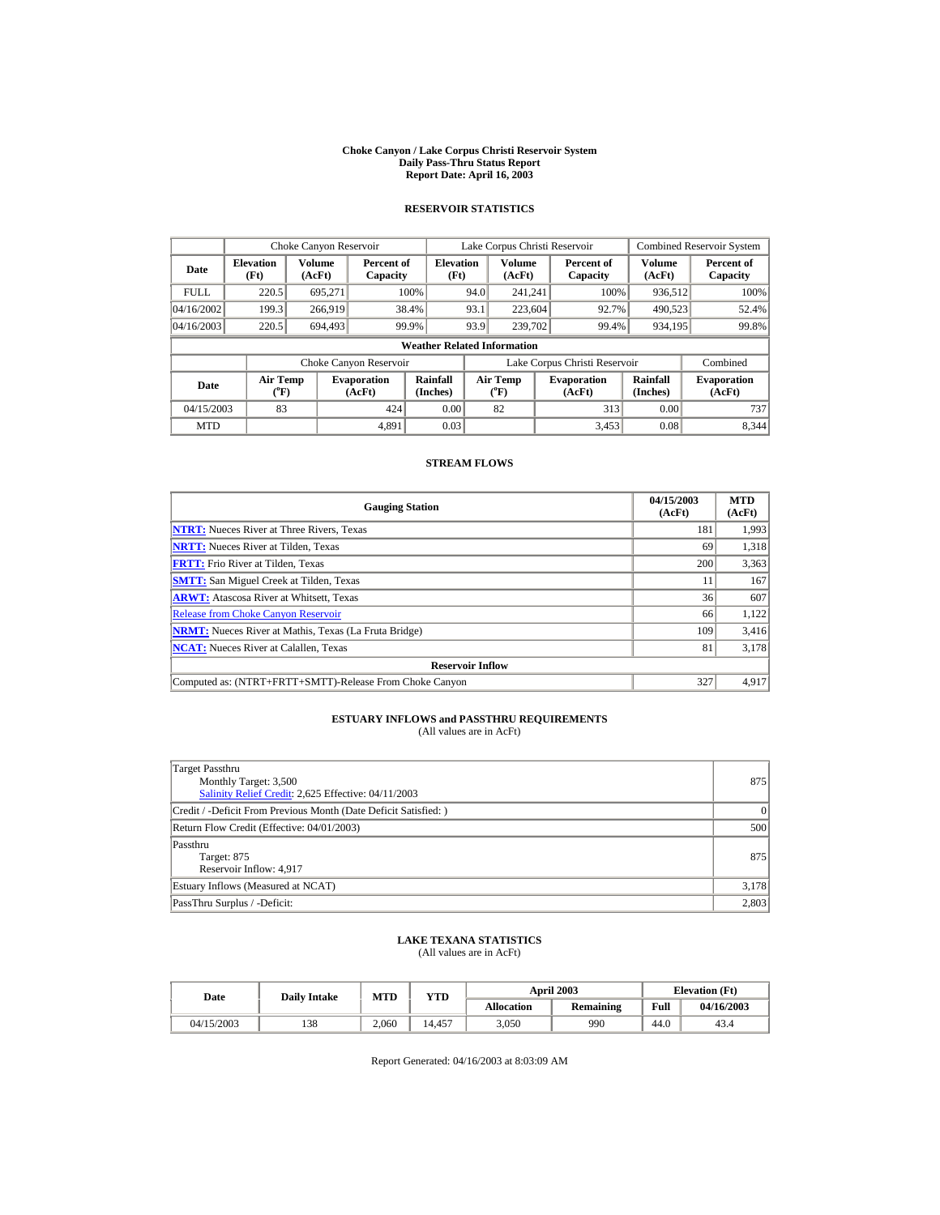# Choke Canyon / Lake Corpus Christi Reservoir System
## Daily Pass-Thru Status Report
## Report Date: April 16, 2003

### RESERVOIR STATISTICS

| | Choke Canyon Reservoir | | | Lake Corpus Christi Reservoir | | | Combined Reservoir System | |
|---|---|---|---|---|---|---|---|---|
| Date | Elevation (Ft) | Volume (AcFt) | Percent of Capacity | Elevation (Ft) | Volume (AcFt) | Percent of Capacity | Volume (AcFt) | Percent of Capacity |
| FULL | 220.5 | 695,271 | 100% | 94.0 | 241,241 | 100% | 936,512 | 100% |
| 04/16/2002 | 199.3 | 266,919 | 38.4% | 93.1 | 223,604 | 92.7% | 490,523 | 52.4% |
| 04/16/2003 | 220.5 | 694,493 | 99.9% | 93.9 | 239,702 | 99.4% | 934,195 | 99.8% |

**Weather Related Information**

| | Choke Canyon Reservoir | | | Lake Corpus Christi Reservoir | | | Combined |
|---|---|---|---|---|---|---|---|
| Date | Air Temp (°F) | Evaporation (AcFt) | Rainfall (Inches) | Air Temp (°F) | Evaporation (AcFt) | Rainfall (Inches) | Evaporation (AcFt) |
| 04/15/2003 | 83 | 424 | 0.00 | 82 | 313 | 0.00 | 737 |
| MTD | | 4,891 | 0.03 | | 3,453 | 0.08 | 8,344 |

### STREAM FLOWS

| Gauging Station | 04/15/2003 (AcFt) | MTD (AcFt) |
|---|---|---|
| **NTRT:** Nueces River at Three Rivers, Texas | 181 | 1,993 |
| **NRTT:** Nueces River at Tilden, Texas | 69 | 1,318 |
| **FRTT:** Frio River at Tilden, Texas | 200 | 3,363 |
| **SMTT:** San Miguel Creek at Tilden, Texas | 11 | 167 |
| **ARWT:** Atascosa River at Whitsett, Texas | 36 | 607 |
| Release from Choke Canyon Reservoir | 66 | 1,122 |
| **NRMT:** Nueces River at Mathis, Texas (La Fruta Bridge) | 109 | 3,416 |
| **NCAT:** Nueces River at Calallen, Texas | 81 | 3,178 |
| **Reservoir Inflow** | | |
| Computed as: (NTRT+FRTT+SMTT)-Release From Choke Canyon | 327 | 4,917 |

### ESTUARY INFLOWS and PASSTHRU REQUIREMENTS
(All values are in AcFt)

| | |
|---|---|
| Target Passthru<br>Monthly Target: 3,500<br>Salinity Relief Credit: 2,625 Effective: 04/11/2003 | 875 |
| Credit / -Deficit From Previous Month (Date Deficit Satisfied: ) | 0 |
| Return Flow Credit (Effective: 04/01/2003) | 500 |
| Passthru<br>Target: 875<br>Reservoir Inflow: 4,917 | 875 |
| Estuary Inflows (Measured at NCAT) | 3,178 |
| PassThru Surplus / -Deficit: | 2,803 |

### LAKE TEXANA STATISTICS
(All values are in AcFt)

| Date | Daily Intake | MTD | YTD | April 2003 | | Elevation (Ft) | |
|---|---|---|---|---|---|---|---|
| | | | | Allocation | Remaining | Full | 04/16/2003 |
| 04/15/2003 | 138 | 2,060 | 14,457 | 3,050 | 990 | 44.0 | 43.4 |

Report Generated: 04/16/2003 at 8:03:09 AM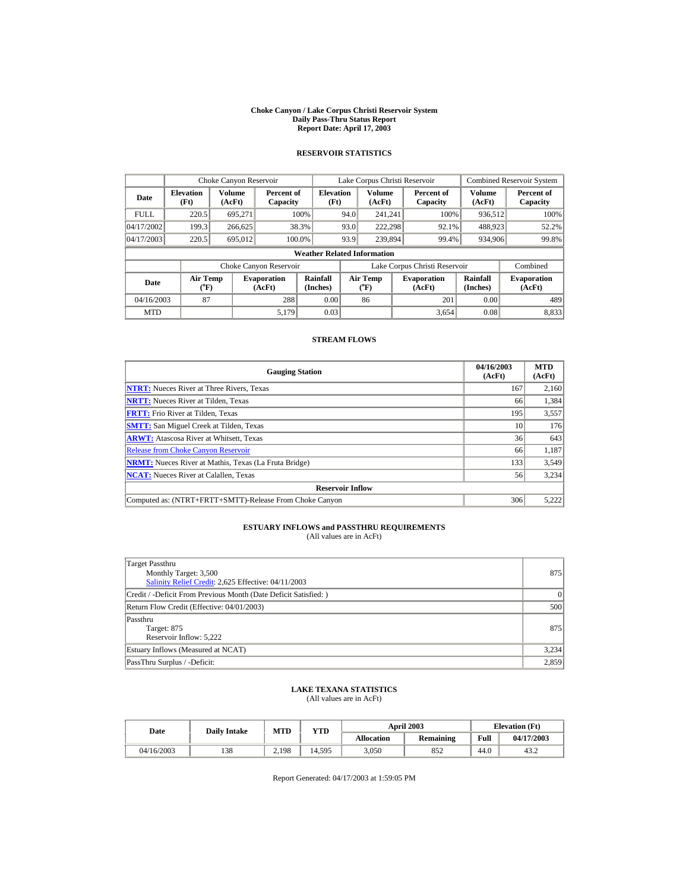# Choke Canyon / Lake Corpus Christi Reservoir System
## Daily Pass-Thru Status Report
### Report Date: April 17, 2003

## RESERVOIR STATISTICS

| | Choke Canyon Reservoir | | | Lake Corpus Christi Reservoir | | | Combined Reservoir System | |
|---|---|---|---|---|---|---|---|---|
| Date | Elevation (Ft) | Volume (AcFt) | Percent of Capacity | Elevation (Ft) | Volume (AcFt) | Percent of Capacity | Volume (AcFt) | Percent of Capacity |
| FULL | 220.5 | 695,271 | 100% | 94.0 | 241,241 | 100% | 936,512 | 100% |
| 04/17/2002 | 199.3 | 266,625 | 38.3% | 93.0 | 222,298 | 92.1% | 488,923 | 52.2% |
| 04/17/2003 | 220.5 | 695,012 | 100.0% | 93.9 | 239,894 | 99.4% | 934,906 | 99.8% |

**Weather Related Information**

| | Choke Canyon Reservoir | | | Lake Corpus Christi Reservoir | | | Combined |
|---|---|---|---|---|---|---|---|
| Date | Air Temp (°F) | Evaporation (AcFt) | Rainfall (Inches) | Air Temp (°F) | Evaporation (AcFt) | Rainfall (Inches) | Evaporation (AcFt) |
| 04/16/2003 | 87 | 288 | 0.00 | 86 | 201 | 0.00 | 489 |
| MTD | | 5,179 | 0.03 | | 3,654 | 0.08 | 8,833 |

## STREAM FLOWS

| Gauging Station | 04/16/2003 (AcFt) | MTD (AcFt) |
|---|---|---|
| NTRT: Nueces River at Three Rivers, Texas | 167 | 2,160 |
| NRTT: Nueces River at Tilden, Texas | 66 | 1,384 |
| FRTT: Frio River at Tilden, Texas | 195 | 3,557 |
| SMTT: San Miguel Creek at Tilden, Texas | 10 | 176 |
| ARWT: Atascosa River at Whitsett, Texas | 36 | 643 |
| Release from Choke Canyon Reservoir | 66 | 1,187 |
| NRMT: Nueces River at Mathis, Texas (La Fruta Bridge) | 133 | 3,549 |
| NCAT: Nueces River at Calallen, Texas | 56 | 3,234 |
| **Reservoir Inflow** | | |
| Computed as: (NTRT+FRTT+SMTT)-Release From Choke Canyon | 306 | 5,222 |

## ESTUARY INFLOWS and PASSTHRU REQUIREMENTS
(All values are in AcFt)

| | |
|---|---|
| Target Passthru<br>Monthly Target: 3,500<br>Salinity Relief Credit: 2,625 Effective: 04/11/2003 | 875 |
| Credit / -Deficit From Previous Month (Date Deficit Satisfied: ) | 0 |
| Return Flow Credit (Effective: 04/01/2003) | 500 |
| Passthru<br>Target: 875<br>Reservoir Inflow: 5,222 | 875 |
| Estuary Inflows (Measured at NCAT) | 3,234 |
| PassThru Surplus / -Deficit: | 2,859 |

## LAKE TEXANA STATISTICS
(All values are in AcFt)

| Date | Daily Intake | MTD | YTD | April 2003 | | Elevation (Ft) | |
|---|---|---|---|---|---|---|---|
| | | | | Allocation | Remaining | Full | 04/17/2003 |
| 04/16/2003 | 138 | 2,198 | 14,595 | 3,050 | 852 | 44.0 | 43.2 |

Report Generated: 04/17/2003 at 1:59:05 PM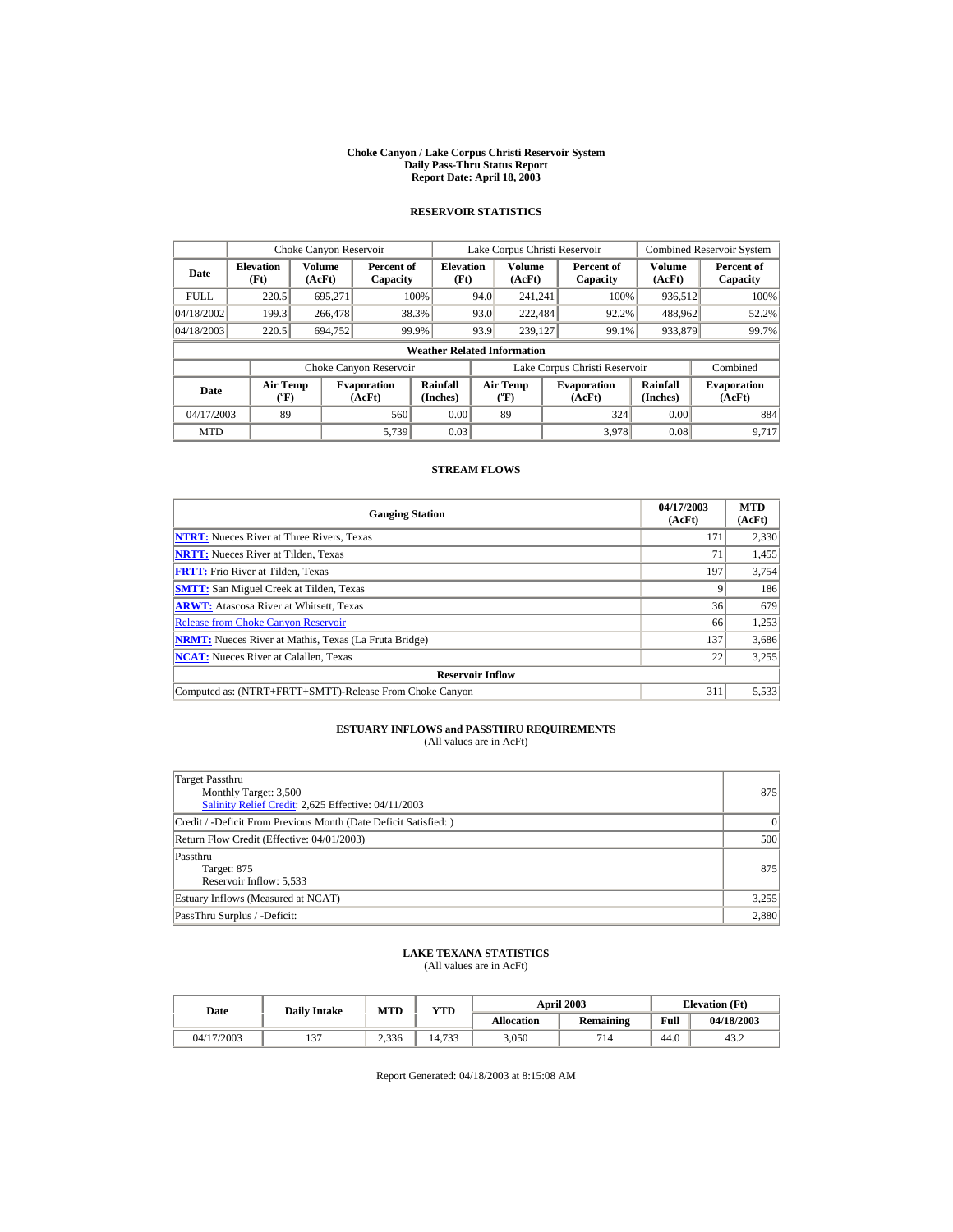# Choke Canyon / Lake Corpus Christi Reservoir System
## Daily Pass-Thru Status Report
### Report Date: April 18, 2003

## RESERVOIR STATISTICS

| | Choke Canyon Reservoir | | | Lake Corpus Christi Reservoir | | | Combined Reservoir System | |
|---|---|---|---|---|---|---|---|---|
| Date | Elevation (Ft) | Volume (AcFt) | Percent of Capacity | Elevation (Ft) | Volume (AcFt) | Percent of Capacity | Volume (AcFt) | Percent of Capacity |
| FULL | 220.5 | 695,271 | 100% | 94.0 | 241,241 | 100% | 936,512 | 100% |
| 04/18/2002 | 199.3 | 266,478 | 38.3% | 93.0 | 222,484 | 92.2% | 488,962 | 52.2% |
| 04/18/2003 | 220.5 | 694,752 | 99.9% | 93.9 | 239,127 | 99.1% | 933,879 | 99.7% |

**Weather Related Information**

| | Choke Canyon Reservoir | | | Lake Corpus Christi Reservoir | | | Combined |
|---|---|---|---|---|---|---|---|
| Date | Air Temp (°F) | Evaporation (AcFt) | Rainfall (Inches) | Air Temp (°F) | Evaporation (AcFt) | Rainfall (Inches) | Evaporation (AcFt) |
| 04/17/2003 | 89 | 560 | 0.00 | 89 | 324 | 0.00 | 884 |
| MTD | | 5,739 | 0.03 | | 3,978 | 0.08 | 9,717 |

## STREAM FLOWS

| Gauging Station | 04/17/2003 (AcFt) | MTD (AcFt) |
|---|---|---|
| NTRT: Nueces River at Three Rivers, Texas | 171 | 2,330 |
| NRTT: Nueces River at Tilden, Texas | 71 | 1,455 |
| FRTT: Frio River at Tilden, Texas | 197 | 3,754 |
| SMTT: San Miguel Creek at Tilden, Texas | 9 | 186 |
| ARWT: Atascosa River at Whitsett, Texas | 36 | 679 |
| Release from Choke Canyon Reservoir | 66 | 1,253 |
| NRMT: Nueces River at Mathis, Texas (La Fruta Bridge) | 137 | 3,686 |
| NCAT: Nueces River at Calallen, Texas | 22 | 3,255 |
| **Reservoir Inflow** | | |
| Computed as: (NTRT+FRTT+SMTT)-Release From Choke Canyon | 311 | 5,533 |

## ESTUARY INFLOWS and PASSTHRU REQUIREMENTS
(All values are in AcFt)

| | |
|---|---|
| Target Passthru<br>Monthly Target: 3,500<br>Salinity Relief Credit: 2,625 Effective: 04/11/2003 | 875 |
| Credit / -Deficit From Previous Month (Date Deficit Satisfied: ) | 0 |
| Return Flow Credit (Effective: 04/01/2003) | 500 |
| Passthru<br>Target: 875<br>Reservoir Inflow: 5,533 | 875 |
| Estuary Inflows (Measured at NCAT) | 3,255 |
| PassThru Surplus / -Deficit: | 2,880 |

## LAKE TEXANA STATISTICS
(All values are in AcFt)

| Date | Daily Intake | MTD | YTD | April 2003 | | Elevation (Ft) | |
|---|---|---|---|---|---|---|---|
| | | | | Allocation | Remaining | Full | 04/18/2003 |
| 04/17/2003 | 137 | 2,336 | 14,733 | 3,050 | 714 | 44.0 | 43.2 |

Report Generated: 04/18/2003 at 8:15:08 AM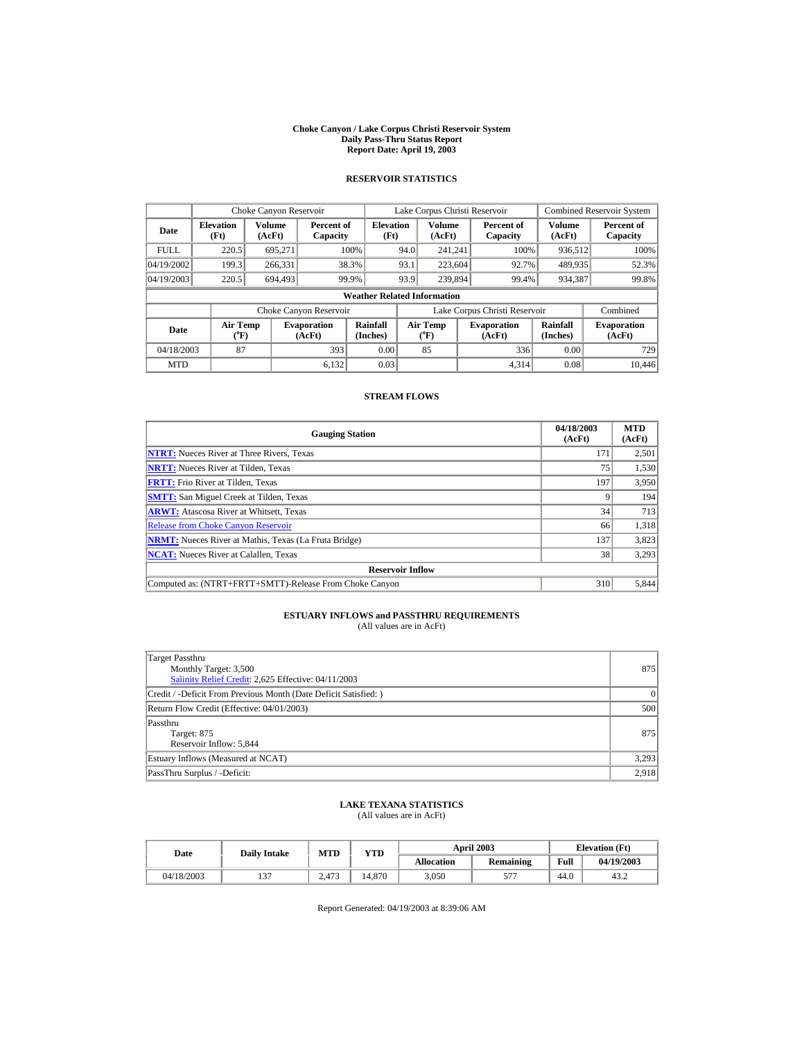# Choke Canyon / Lake Corpus Christi Reservoir System
## Daily Pass-Thru Status Report
## Report Date: April 19, 2003

### RESERVOIR STATISTICS

| | Choke Canyon Reservoir | | | Lake Corpus Christi Reservoir | | | Combined Reservoir System | |
|---|---|---|---|---|---|---|---|---|
| Date | Elevation (Ft) | Volume (AcFt) | Percent of Capacity | Elevation (Ft) | Volume (AcFt) | Percent of Capacity | Volume (AcFt) | Percent of Capacity |
| FULL | 220.5 | 695,271 | 100% | 94.0 | 241,241 | 100% | 936,512 | 100% |
| 04/19/2002 | 199.3 | 266,331 | 38.3% | 93.1 | 223,604 | 92.7% | 489,935 | 52.3% |
| 04/19/2003 | 220.5 | 694,493 | 99.9% | 93.9 | 239,894 | 99.4% | 934,387 | 99.8% |

**Weather Related Information**

| | Choke Canyon Reservoir | | | Lake Corpus Christi Reservoir | | | Combined |
|---|---|---|---|---|---|---|---|
| Date | Air Temp (°F) | Evaporation (AcFt) | Rainfall (Inches) | Air Temp (°F) | Evaporation (AcFt) | Rainfall (Inches) | Evaporation (AcFt) |
| 04/18/2003 | 87 | 393 | 0.00 | 85 | 336 | 0.00 | 729 |
| MTD | | 6,132 | 0.03 | | 4,314 | 0.08 | 10,446 |

### STREAM FLOWS

| Gauging Station | 04/18/2003 (AcFt) | MTD (AcFt) |
|---|---|---|
| **NTRT:** Nueces River at Three Rivers, Texas | 171 | 2,501 |
| **NRTT:** Nueces River at Tilden, Texas | 75 | 1,530 |
| **FRTT:** Frio River at Tilden, Texas | 197 | 3,950 |
| **SMTT:** San Miguel Creek at Tilden, Texas | 9 | 194 |
| **ARWT:** Atascosa River at Whitsett, Texas | 34 | 713 |
| Release from Choke Canyon Reservoir | 66 | 1,318 |
| **NRMT:** Nueces River at Mathis, Texas (La Fruta Bridge) | 137 | 3,823 |
| **NCAT:** Nueces River at Calallen, Texas | 38 | 3,293 |
| **Reservoir Inflow** | | |
| Computed as: (NTRT+FRTT+SMTT)-Release From Choke Canyon | 310 | 5,844 |

### ESTUARY INFLOWS and PASSTHRU REQUIREMENTS
(All values are in AcFt)

| | |
|---|---|
| Target Passthru<br>Monthly Target: 3,500<br>Salinity Relief Credit: 2,625 Effective: 04/11/2003 | 875 |
| Credit / -Deficit From Previous Month (Date Deficit Satisfied: ) | 0 |
| Return Flow Credit (Effective: 04/01/2003) | 500 |
| Passthru<br>Target: 875<br>Reservoir Inflow: 5,844 | 875 |
| Estuary Inflows (Measured at NCAT) | 3,293 |
| PassThru Surplus / -Deficit: | 2,918 |

### LAKE TEXANA STATISTICS
(All values are in AcFt)

| Date | Daily Intake | MTD | YTD | April 2003 | | Elevation (Ft) | |
|---|---|---|---|---|---|---|---|
| | | | | Allocation | Remaining | Full | 04/19/2003 |
| 04/18/2003 | 137 | 2,473 | 14,870 | 3,050 | 577 | 44.0 | 43.2 |

Report Generated: 04/19/2003 at 8:39:06 AM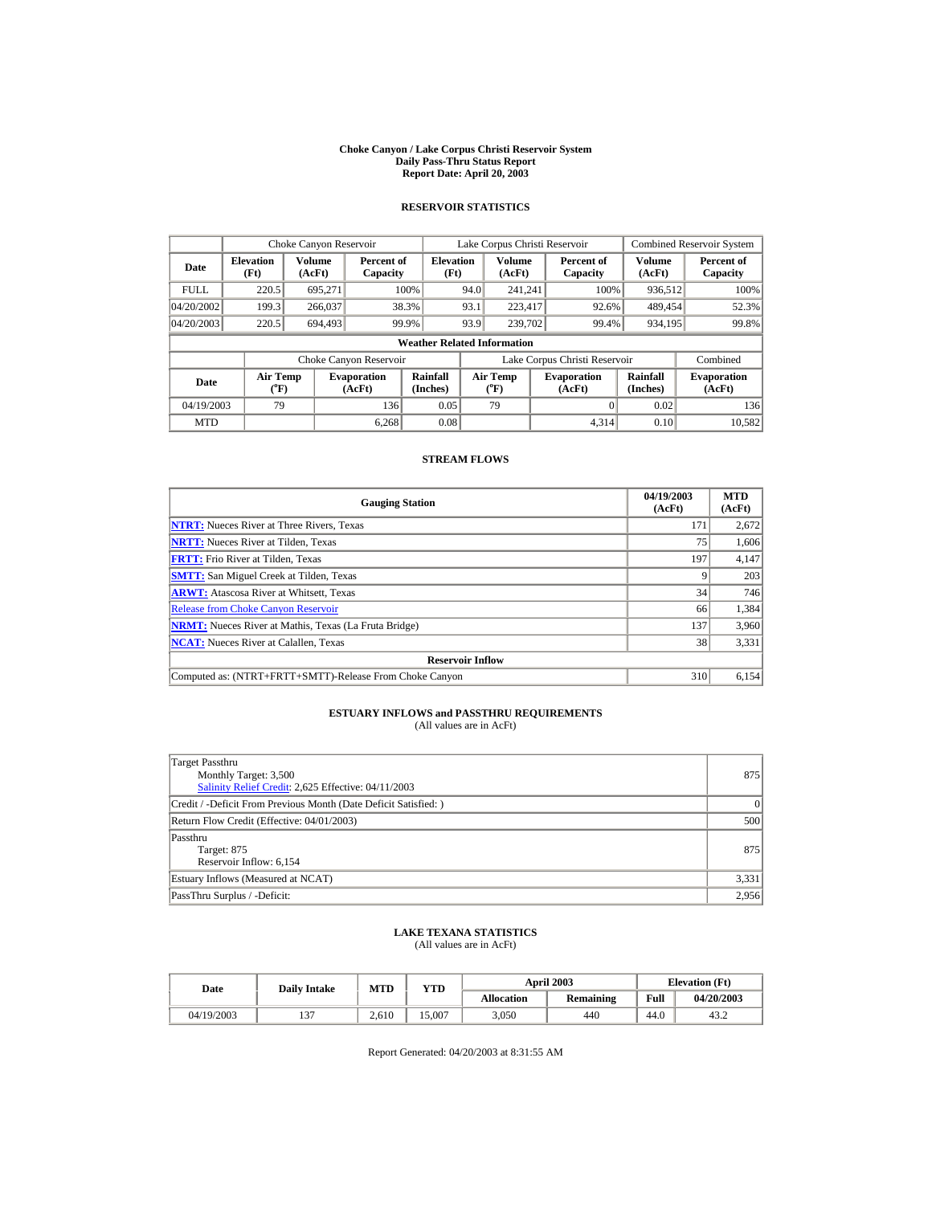# Choke Canyon / Lake Corpus Christi Reservoir System
## Daily Pass-Thru Status Report
## Report Date: April 20, 2003

### RESERVOIR STATISTICS

| Date | Choke Canyon Reservoir | | | Lake Corpus Christi Reservoir | | | Combined Reservoir System | |
|---|---|---|---|---|---|---|---|---|
| | Elevation (Ft) | Volume (AcFt) | Percent of Capacity | Elevation (Ft) | Volume (AcFt) | Percent of Capacity | Volume (AcFt) | Percent of Capacity |
| FULL | 220.5 | 695,271 | 100% | 94.0 | 241,241 | 100% | 936,512 | 100% |
| 04/20/2002 | 199.3 | 266,037 | 38.3% | 93.1 | 223,417 | 92.6% | 489,454 | 52.3% |
| 04/20/2003 | 220.5 | 694,493 | 99.9% | 93.9 | 239,702 | 99.4% | 934,195 | 99.8% |

**Weather Related Information**

| Date | Choke Canyon Reservoir | | | Lake Corpus Christi Reservoir | | | Combined |
|---|---|---|---|---|---|---|---|
| | Air Temp (°F) | Evaporation (AcFt) | Rainfall (Inches) | Air Temp (°F) | Evaporation (AcFt) | Rainfall (Inches) | Evaporation (AcFt) |
| 04/19/2003 | 79 | 136 | 0.05 | 79 | 0 | 0.02 | 136 |
| MTD | | 6,268 | 0.08 | | 4,314 | 0.10 | 10,582 |

### STREAM FLOWS

| Gauging Station | 04/19/2003 (AcFt) | MTD (AcFt) |
|---|---|---|
| **NTRT:** Nueces River at Three Rivers, Texas | 171 | 2,672 |
| **NRTT:** Nueces River at Tilden, Texas | 75 | 1,606 |
| **FRTT:** Frio River at Tilden, Texas | 197 | 4,147 |
| **SMTT:** San Miguel Creek at Tilden, Texas | 9 | 203 |
| **ARWT:** Atascosa River at Whitsett, Texas | 34 | 746 |
| Release from Choke Canyon Reservoir | 66 | 1,384 |
| **NRMT:** Nueces River at Mathis, Texas (La Fruta Bridge) | 137 | 3,960 |
| **NCAT:** Nueces River at Calallen, Texas | 38 | 3,331 |
| **Reservoir Inflow** | | |
| Computed as: (NTRT+FRTT+SMTT)-Release From Choke Canyon | 310 | 6,154 |

### ESTUARY INFLOWS and PASSTHRU REQUIREMENTS
(All values are in AcFt)

| | |
|---|---|
| Target Passthru<br>Monthly Target: 3,500<br>Salinity Relief Credit: 2,625 Effective: 04/11/2003 | 875 |
| Credit / -Deficit From Previous Month (Date Deficit Satisfied: ) | 0 |
| Return Flow Credit (Effective: 04/01/2003) | 500 |
| Passthru<br>Target: 875<br>Reservoir Inflow: 6,154 | 875 |
| Estuary Inflows (Measured at NCAT) | 3,331 |
| PassThru Surplus / -Deficit: | 2,956 |

### LAKE TEXANA STATISTICS
(All values are in AcFt)

| Date | Daily Intake | MTD | YTD | April 2003 | | Elevation (Ft) | |
|---|---|---|---|---|---|---|---|
| | | | | Allocation | Remaining | Full | 04/20/2003 |
| 04/19/2003 | 137 | 2,610 | 15,007 | 3,050 | 440 | 44.0 | 43.2 |

Report Generated: 04/20/2003 at 8:31:55 AM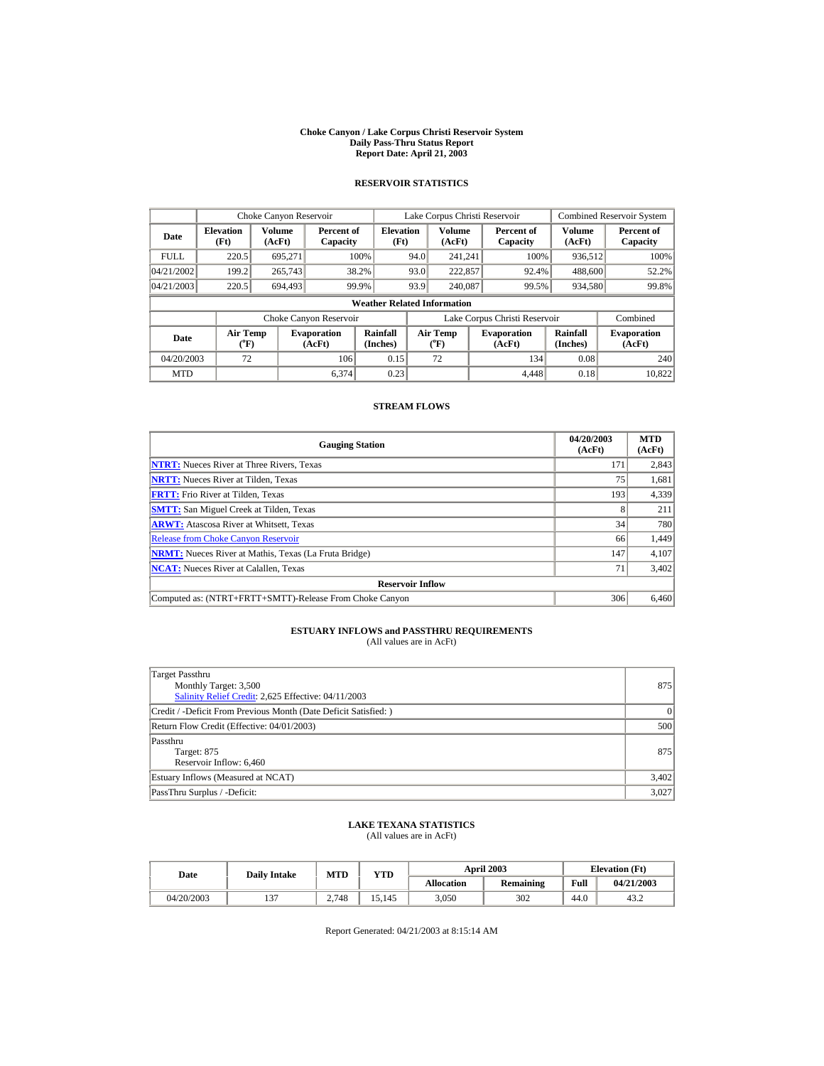# Choke Canyon / Lake Corpus Christi Reservoir System
## Daily Pass-Thru Status Report
## Report Date: April 21, 2003

### RESERVOIR STATISTICS

| | Choke Canyon Reservoir | | | Lake Corpus Christi Reservoir | | | Combined Reservoir System | |
|---|---|---|---|---|---|---|---|---|
| Date | Elevation (Ft) | Volume (AcFt) | Percent of Capacity | Elevation (Ft) | Volume (AcFt) | Percent of Capacity | Volume (AcFt) | Percent of Capacity |
| FULL | 220.5 | 695,271 | 100% | 94.0 | 241,241 | 100% | 936,512 | 100% |
| 04/21/2002 | 199.2 | 265,743 | 38.2% | 93.0 | 222,857 | 92.4% | 488,600 | 52.2% |
| 04/21/2003 | 220.5 | 694,493 | 99.9% | 93.9 | 240,087 | 99.5% | 934,580 | 99.8% |

**Weather Related Information**

| | Choke Canyon Reservoir | | | Lake Corpus Christi Reservoir | | | Combined |
|---|---|---|---|---|---|---|---|
| Date | Air Temp (°F) | Evaporation (AcFt) | Rainfall (Inches) | Air Temp (°F) | Evaporation (AcFt) | Rainfall (Inches) | Evaporation (AcFt) |
| 04/20/2003 | 72 | 106 | 0.15 | 72 | 134 | 0.08 | 240 |
| MTD | | 6,374 | 0.23 | | 4,448 | 0.18 | 10,822 |

### STREAM FLOWS

| Gauging Station | 04/20/2003 (AcFt) | MTD (AcFt) |
|---|---|---|
| **NTRT:** Nueces River at Three Rivers, Texas | 171 | 2,843 |
| **NRTT:** Nueces River at Tilden, Texas | 75 | 1,681 |
| **FRTT:** Frio River at Tilden, Texas | 193 | 4,339 |
| **SMTT:** San Miguel Creek at Tilden, Texas | 8 | 211 |
| **ARWT:** Atascosa River at Whitsett, Texas | 34 | 780 |
| Release from Choke Canyon Reservoir | 66 | 1,449 |
| **NRMT:** Nueces River at Mathis, Texas (La Fruta Bridge) | 147 | 4,107 |
| **NCAT:** Nueces River at Calallen, Texas | 71 | 3,402 |
| **Reservoir Inflow** | | |
| Computed as: (NTRT+FRTT+SMTT)-Release From Choke Canyon | 306 | 6,460 |

### ESTUARY INFLOWS and PASSTHRU REQUIREMENTS
(All values are in AcFt)

| | |
|---|---|
| Target Passthru<br>Monthly Target: 3,500<br>Salinity Relief Credit: 2,625 Effective: 04/11/2003 | 875 |
| Credit / -Deficit From Previous Month (Date Deficit Satisfied: ) | 0 |
| Return Flow Credit (Effective: 04/01/2003) | 500 |
| Passthru<br>Target: 875<br>Reservoir Inflow: 6,460 | 875 |
| Estuary Inflows (Measured at NCAT) | 3,402 |
| PassThru Surplus / -Deficit: | 3,027 |

### LAKE TEXANA STATISTICS
(All values are in AcFt)

| Date | Daily Intake | MTD | YTD | April 2003 | | Elevation (Ft) | |
|---|---|---|---|---|---|---|---|
| | | | | Allocation | Remaining | Full | 04/21/2003 |
| 04/20/2003 | 137 | 2,748 | 15,145 | 3,050 | 302 | 44.0 | 43.2 |

Report Generated: 04/21/2003 at 8:15:14 AM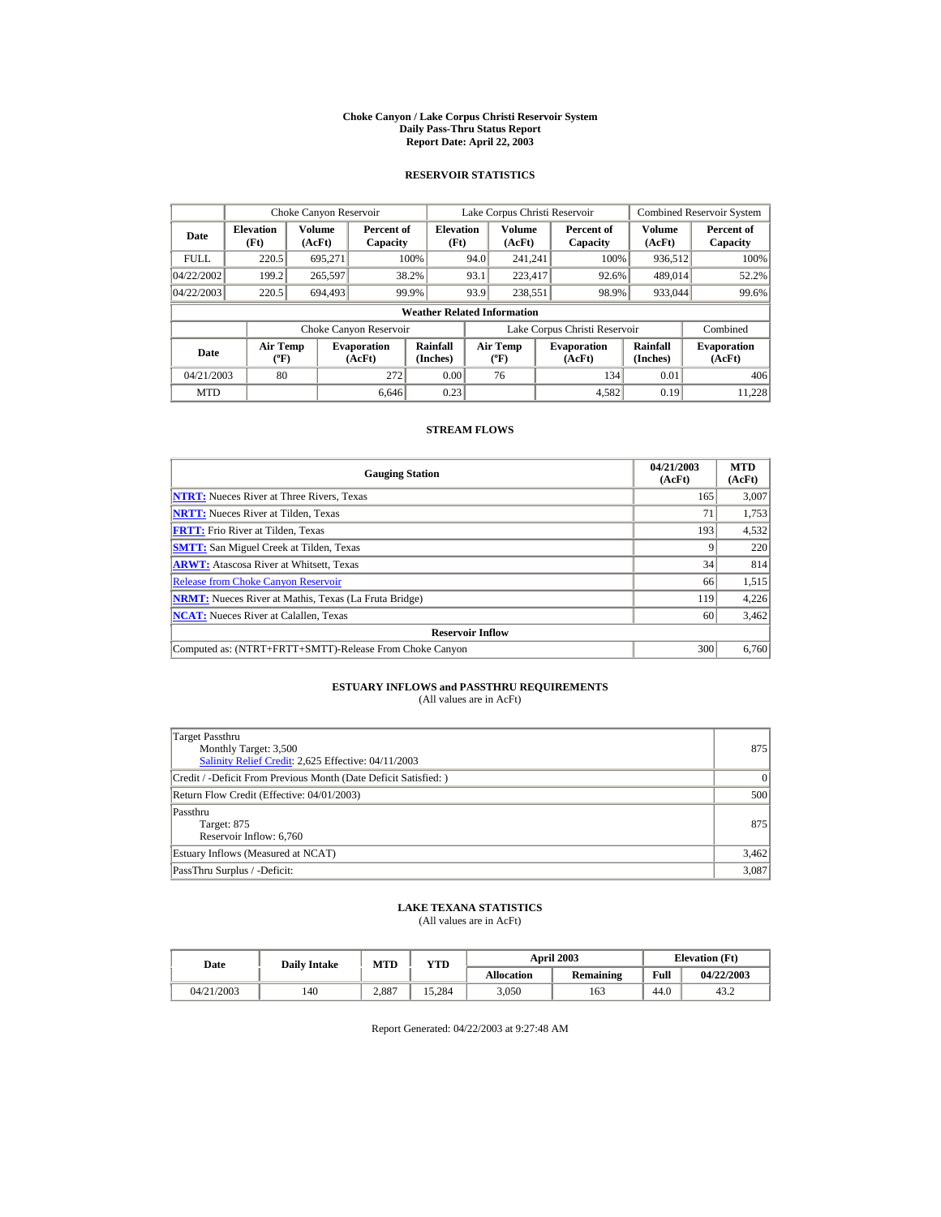# Choke Canyon / Lake Corpus Christi Reservoir System
## Daily Pass-Thru Status Report
### Report Date: April 22, 2003

## RESERVOIR STATISTICS

| Date | Choke Canyon Reservoir | | | Lake Corpus Christi Reservoir | | | Combined Reservoir System | |
|---|---|---|---|---|---|---|---|---|
| | Elevation (Ft) | Volume (AcFt) | Percent of Capacity | Elevation (Ft) | Volume (AcFt) | Percent of Capacity | Volume (AcFt) | Percent of Capacity |
| FULL | 220.5 | 695,271 | 100% | 94.0 | 241,241 | 100% | 936,512 | 100% |
| 04/22/2002 | 199.2 | 265,597 | 38.2% | 93.1 | 223,417 | 92.6% | 489,014 | 52.2% |
| 04/22/2003 | 220.5 | 694,493 | 99.9% | 93.9 | 238,551 | 98.9% | 933,044 | 99.6% |

**Weather Related Information**

| Date | Choke Canyon Reservoir | | | Lake Corpus Christi Reservoir | | | Combined |
|---|---|---|---|---|---|---|---|
| | Air Temp (ºF) | Evaporation (AcFt) | Rainfall (Inches) | Air Temp (ºF) | Evaporation (AcFt) | Rainfall (Inches) | Evaporation (AcFt) |
| 04/21/2003 | 80 | 272 | 0.00 | 76 | 134 | 0.01 | 406 |
| MTD | | 6,646 | 0.23 | | 4,582 | 0.19 | 11,228 |

## STREAM FLOWS

| Gauging Station | 04/21/2003 (AcFt) | MTD (AcFt) |
|---|---|---|
| **NTRT:** Nueces River at Three Rivers, Texas | 165 | 3,007 |
| **NRTT:** Nueces River at Tilden, Texas | 71 | 1,753 |
| **FRTT:** Frio River at Tilden, Texas | 193 | 4,532 |
| **SMTT:** San Miguel Creek at Tilden, Texas | 9 | 220 |
| **ARWT:** Atascosa River at Whitsett, Texas | 34 | 814 |
| Release from Choke Canyon Reservoir | 66 | 1,515 |
| **NRMT:** Nueces River at Mathis, Texas (La Fruta Bridge) | 119 | 4,226 |
| **NCAT:** Nueces River at Calallen, Texas | 60 | 3,462 |
| **Reservoir Inflow** | | |
| Computed as: (NTRT+FRTT+SMTT)-Release From Choke Canyon | 300 | 6,760 |

## ESTUARY INFLOWS and PASSTHRU REQUIREMENTS
(All values are in AcFt)

| | |
|---|---|
| Target Passthru<br>Monthly Target: 3,500<br>Salinity Relief Credit: 2,625 Effective: 04/11/2003 | 875 |
| Credit / -Deficit From Previous Month (Date Deficit Satisfied: ) | 0 |
| Return Flow Credit (Effective: 04/01/2003) | 500 |
| Passthru<br>Target: 875<br>Reservoir Inflow: 6,760 | 875 |
| Estuary Inflows (Measured at NCAT) | 3,462 |
| PassThru Surplus / -Deficit: | 3,087 |

## LAKE TEXANA STATISTICS
(All values are in AcFt)

| Date | Daily Intake | MTD | YTD | April 2003 | | Elevation (Ft) | |
|---|---|---|---|---|---|---|---|
| | | | | Allocation | Remaining | Full | 04/22/2003 |
| 04/21/2003 | 140 | 2,887 | 15,284 | 3,050 | 163 | 44.0 | 43.2 |

Report Generated: 04/22/2003 at 9:27:48 AM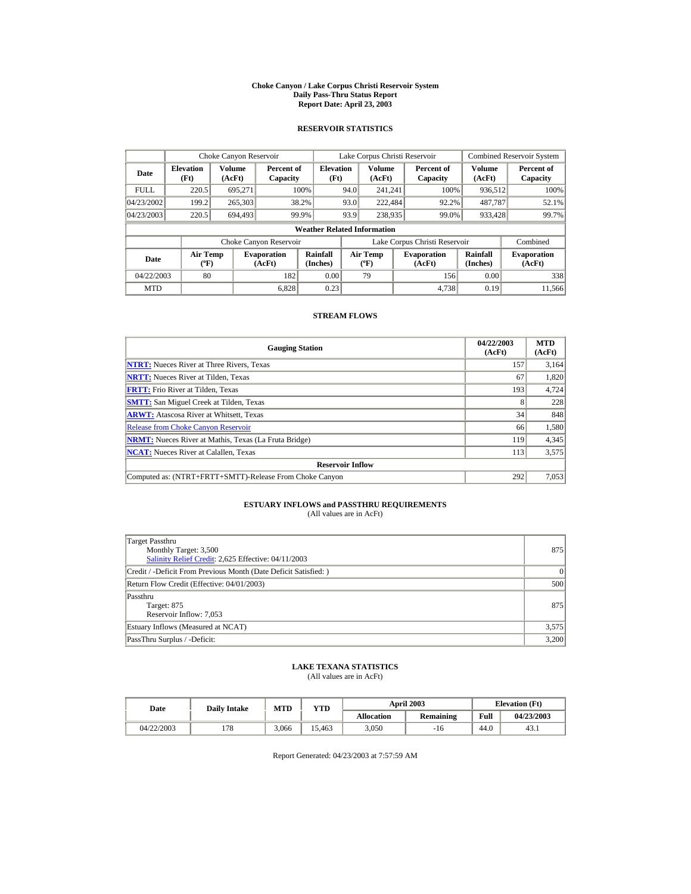# Choke Canyon / Lake Corpus Christi Reservoir System
## Daily Pass-Thru Status Report
### Report Date: April 23, 2003

## RESERVOIR STATISTICS

| Date | Choke Canyon Reservoir | | | Lake Corpus Christi Reservoir | | | Combined Reservoir System | |
|---|---|---|---|---|---|---|---|---|
| | Elevation (Ft) | Volume (AcFt) | Percent of Capacity | Elevation (Ft) | Volume (AcFt) | Percent of Capacity | Volume (AcFt) | Percent of Capacity |
| FULL | 220.5 | 695,271 | 100% | 94.0 | 241,241 | 100% | 936,512 | 100% |
| 04/23/2002 | 199.2 | 265,303 | 38.2% | 93.0 | 222,484 | 92.2% | 487,787 | 52.1% |
| 04/23/2003 | 220.5 | 694,493 | 99.9% | 93.9 | 238,935 | 99.0% | 933,428 | 99.7% |

**Weather Related Information**

| Date | Choke Canyon Reservoir | | | Lake Corpus Christi Reservoir | | | Combined |
|---|---|---|---|---|---|---|---|
| | Air Temp (ºF) | Evaporation (AcFt) | Rainfall (Inches) | Air Temp (ºF) | Evaporation (AcFt) | Rainfall (Inches) | Evaporation (AcFt) |
| 04/22/2003 | 80 | 182 | 0.00 | 79 | 156 | 0.00 | 338 |
| MTD | | 6,828 | 0.23 | | 4,738 | 0.19 | 11,566 |

## STREAM FLOWS

| Gauging Station | 04/22/2003 (AcFt) | MTD (AcFt) |
|---|---|---|
| NTRT: Nueces River at Three Rivers, Texas | 157 | 3,164 |
| NRTT: Nueces River at Tilden, Texas | 67 | 1,820 |
| FRTT: Frio River at Tilden, Texas | 193 | 4,724 |
| SMTT: San Miguel Creek at Tilden, Texas | 8 | 228 |
| ARWT: Atascosa River at Whitsett, Texas | 34 | 848 |
| Release from Choke Canyon Reservoir | 66 | 1,580 |
| NRMT: Nueces River at Mathis, Texas (La Fruta Bridge) | 119 | 4,345 |
| NCAT: Nueces River at Calallen, Texas | 113 | 3,575 |
| **Reservoir Inflow** | | |
| Computed as: (NTRT+FRTT+SMTT)-Release From Choke Canyon | 292 | 7,053 |

## ESTUARY INFLOWS and PASSTHRU REQUIREMENTS
(All values are in AcFt)

| | |
|---|---|
| Target Passthru<br>Monthly Target: 3,500<br>Salinity Relief Credit: 2,625 Effective: 04/11/2003 | 875 |
| Credit / -Deficit From Previous Month (Date Deficit Satisfied: ) | 0 |
| Return Flow Credit (Effective: 04/01/2003) | 500 |
| Passthru<br>Target: 875<br>Reservoir Inflow: 7,053 | 875 |
| Estuary Inflows (Measured at NCAT) | 3,575 |
| PassThru Surplus / -Deficit: | 3,200 |

## LAKE TEXANA STATISTICS
(All values are in AcFt)

| Date | Daily Intake | MTD | YTD | April 2003 | | Elevation (Ft) | |
|---|---|---|---|---|---|---|---|
| | | | | Allocation | Remaining | Full | 04/23/2003 |
| 04/22/2003 | 178 | 3,066 | 15,463 | 3,050 | -16 | 44.0 | 43.1 |

Report Generated: 04/23/2003 at 7:57:59 AM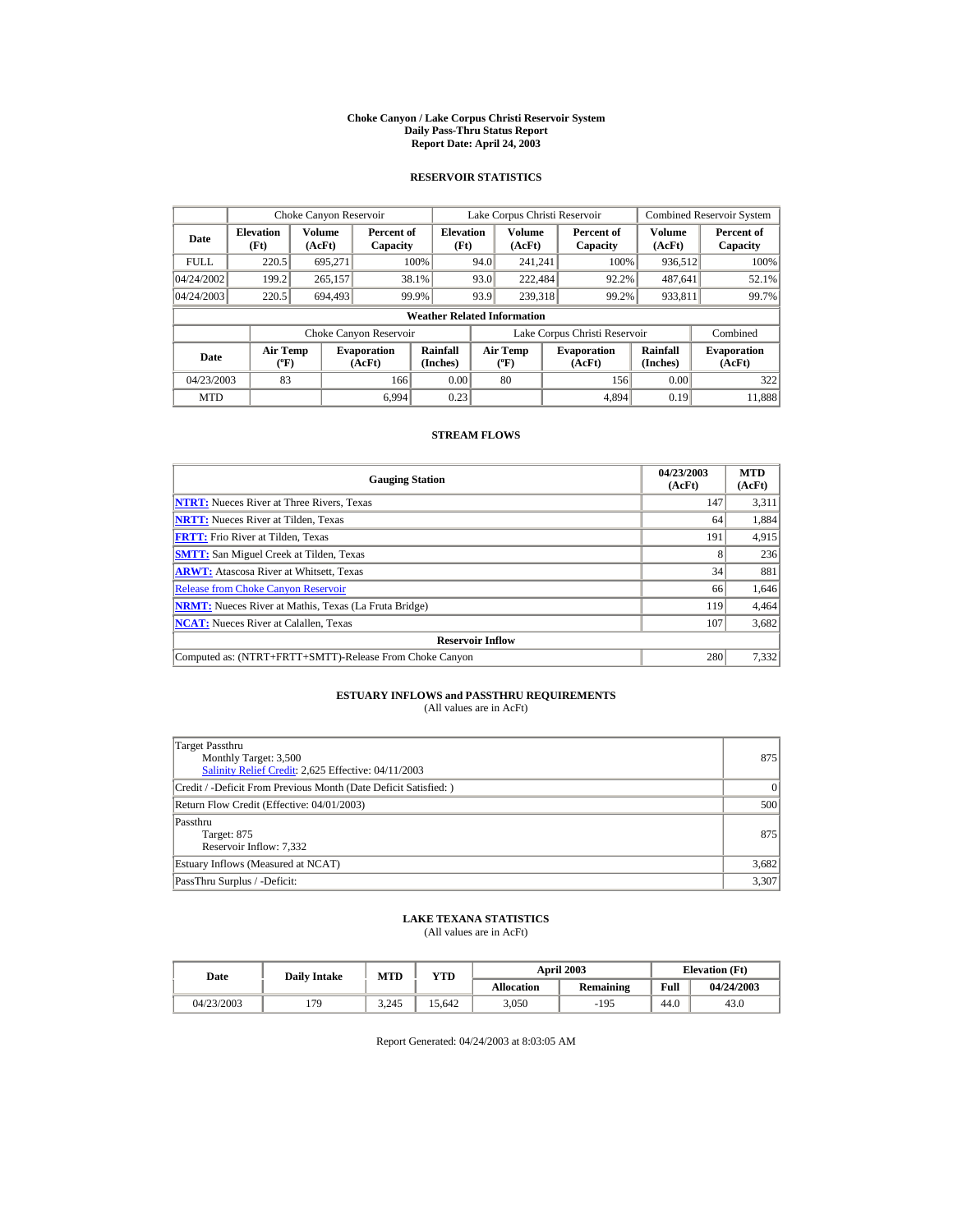# Choke Canyon / Lake Corpus Christi Reservoir System
## Daily Pass-Thru Status Report
### Report Date: April 24, 2003

## RESERVOIR STATISTICS

| Date | Choke Canyon Reservoir | | | Lake Corpus Christi Reservoir | | | Combined Reservoir System | |
|---|---|---|---|---|---|---|---|---|
| | Elevation (Ft) | Volume (AcFt) | Percent of Capacity | Elevation (Ft) | Volume (AcFt) | Percent of Capacity | Volume (AcFt) | Percent of Capacity |
| FULL | 220.5 | 695,271 | 100% | 94.0 | 241,241 | 100% | 936,512 | 100% |
| 04/24/2002 | 199.2 | 265,157 | 38.1% | 93.0 | 222,484 | 92.2% | 487,641 | 52.1% |
| 04/24/2003 | 220.5 | 694,493 | 99.9% | 93.9 | 239,318 | 99.2% | 933,811 | 99.7% |

**Weather Related Information**

| Date | Choke Canyon Reservoir | | | Lake Corpus Christi Reservoir | | | Combined |
|---|---|---|---|---|---|---|---|
| | Air Temp (ºF) | Evaporation (AcFt) | Rainfall (Inches) | Air Temp (ºF) | Evaporation (AcFt) | Rainfall (Inches) | Evaporation (AcFt) |
| 04/23/2003 | 83 | 166 | 0.00 | 80 | 156 | 0.00 | 322 |
| MTD | | 6,994 | 0.23 | | 4,894 | 0.19 | 11,888 |

## STREAM FLOWS

| Gauging Station | 04/23/2003 (AcFt) | MTD (AcFt) |
|---|---|---|
| **NTRT:** Nueces River at Three Rivers, Texas | 147 | 3,311 |
| **NRTT:** Nueces River at Tilden, Texas | 64 | 1,884 |
| **FRTT:** Frio River at Tilden, Texas | 191 | 4,915 |
| **SMTT:** San Miguel Creek at Tilden, Texas | 8 | 236 |
| **ARWT:** Atascosa River at Whitsett, Texas | 34 | 881 |
| Release from Choke Canyon Reservoir | 66 | 1,646 |
| **NRMT:** Nueces River at Mathis, Texas (La Fruta Bridge) | 119 | 4,464 |
| **NCAT:** Nueces River at Calallen, Texas | 107 | 3,682 |
| **Reservoir Inflow** | | |
| Computed as: (NTRT+FRTT+SMTT)-Release From Choke Canyon | 280 | 7,332 |

## ESTUARY INFLOWS and PASSTHRU REQUIREMENTS
(All values are in AcFt)

| | |
|---|---|
| Target Passthru<br>Monthly Target: 3,500<br>Salinity Relief Credit: 2,625 Effective: 04/11/2003 | 875 |
| Credit / -Deficit From Previous Month (Date Deficit Satisfied: ) | 0 |
| Return Flow Credit (Effective: 04/01/2003) | 500 |
| Passthru<br>Target: 875<br>Reservoir Inflow: 7,332 | 875 |
| Estuary Inflows (Measured at NCAT) | 3,682 |
| PassThru Surplus / -Deficit: | 3,307 |

## LAKE TEXANA STATISTICS
(All values are in AcFt)

| Date | Daily Intake | MTD | YTD | April 2003 | | Elevation (Ft) | |
|---|---|---|---|---|---|---|---|
| | | | | Allocation | Remaining | Full | 04/24/2003 |
| 04/23/2003 | 179 | 3,245 | 15,642 | 3,050 | -195 | 44.0 | 43.0 |

Report Generated: 04/24/2003 at 8:03:05 AM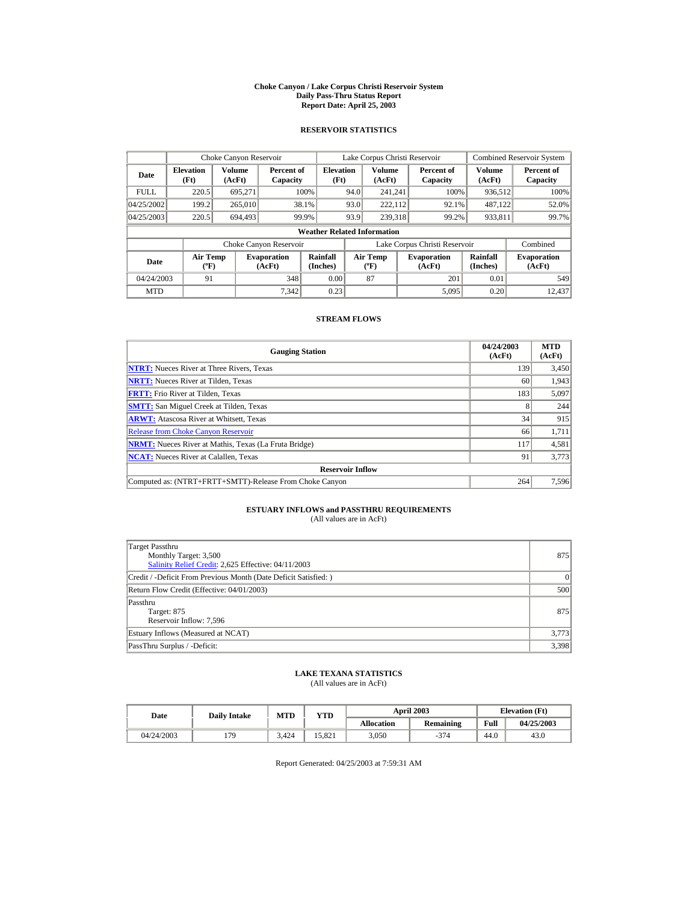# Choke Canyon / Lake Corpus Christi Reservoir System
## Daily Pass-Thru Status Report
### Report Date: April 25, 2003

## RESERVOIR STATISTICS

| Date | Choke Canyon Reservoir | | | Lake Corpus Christi Reservoir | | | Combined Reservoir System | |
|---|---|---|---|---|---|---|---|---|
| | Elevation (Ft) | Volume (AcFt) | Percent of Capacity | Elevation (Ft) | Volume (AcFt) | Percent of Capacity | Volume (AcFt) | Percent of Capacity |
| FULL | 220.5 | 695,271 | 100% | 94.0 | 241,241 | 100% | 936,512 | 100% |
| 04/25/2002 | 199.2 | 265,010 | 38.1% | 93.0 | 222,112 | 92.1% | 487,122 | 52.0% |
| 04/25/2003 | 220.5 | 694,493 | 99.9% | 93.9 | 239,318 | 99.2% | 933,811 | 99.7% |

**Weather Related Information**

| Date | Choke Canyon Reservoir | | | Lake Corpus Christi Reservoir | | | Combined |
|---|---|---|---|---|---|---|---|
| | Air Temp (ºF) | Evaporation (AcFt) | Rainfall (Inches) | Air Temp (ºF) | Evaporation (AcFt) | Rainfall (Inches) | Evaporation (AcFt) |
| 04/24/2003 | 91 | 348 | 0.00 | 87 | 201 | 0.01 | 549 |
| MTD | | 7,342 | 0.23 | | 5,095 | 0.20 | 12,437 |

## STREAM FLOWS

| Gauging Station | 04/24/2003 (AcFt) | MTD (AcFt) |
|---|---|---|
| **NTRT:** Nueces River at Three Rivers, Texas | 139 | 3,450 |
| **NRTT:** Nueces River at Tilden, Texas | 60 | 1,943 |
| **FRTT:** Frio River at Tilden, Texas | 183 | 5,097 |
| **SMTT:** San Miguel Creek at Tilden, Texas | 8 | 244 |
| **ARWT:** Atascosa River at Whitsett, Texas | 34 | 915 |
| Release from Choke Canyon Reservoir | 66 | 1,711 |
| **NRMT:** Nueces River at Mathis, Texas (La Fruta Bridge) | 117 | 4,581 |
| **NCAT:** Nueces River at Calallen, Texas | 91 | 3,773 |
| **Reservoir Inflow** | | |
| Computed as: (NTRT+FRTT+SMTT)-Release From Choke Canyon | 264 | 7,596 |

## ESTUARY INFLOWS and PASSTHRU REQUIREMENTS
(All values are in AcFt)

| | |
|---|---|
| Target Passthru<br>Monthly Target: 3,500<br>Salinity Relief Credit: 2,625 Effective: 04/11/2003 | 875 |
| Credit / -Deficit From Previous Month (Date Deficit Satisfied: ) | 0 |
| Return Flow Credit (Effective: 04/01/2003) | 500 |
| Passthru<br>Target: 875<br>Reservoir Inflow: 7,596 | 875 |
| Estuary Inflows (Measured at NCAT) | 3,773 |
| PassThru Surplus / -Deficit: | 3,398 |

## LAKE TEXANA STATISTICS
(All values are in AcFt)

| Date | Daily Intake | MTD | YTD | April 2003 | | Elevation (Ft) | |
|---|---|---|---|---|---|---|---|
| | | | | Allocation | Remaining | Full | 04/25/2003 |
| 04/24/2003 | 179 | 3,424 | 15,821 | 3,050 | -374 | 44.0 | 43.0 |

Report Generated: 04/25/2003 at 7:59:31 AM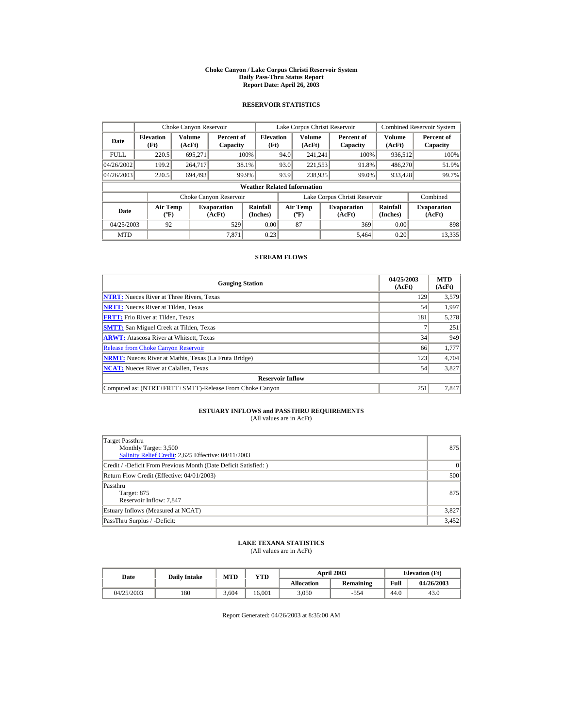# Choke Canyon / Lake Corpus Christi Reservoir System
## Daily Pass-Thru Status Report
### Report Date: April 26, 2003

## RESERVOIR STATISTICS

| | Choke Canyon Reservoir | | | Lake Corpus Christi Reservoir | | | Combined Reservoir System | |
|---|---|---|---|---|---|---|---|---|
| **Date** | **Elevation (Ft)** | **Volume (AcFt)** | **Percent of Capacity** | **Elevation (Ft)** | **Volume (AcFt)** | **Percent of Capacity** | **Volume (AcFt)** | **Percent of Capacity** |
| FULL | 220.5 | 695,271 | 100% | 94.0 | 241,241 | 100% | 936,512 | 100% |
| 04/26/2002 | 199.2 | 264,717 | 38.1% | 93.0 | 221,553 | 91.8% | 486,270 | 51.9% |
| 04/26/2003 | 220.5 | 694,493 | 99.9% | 93.9 | 238,935 | 99.0% | 933,428 | 99.7% |

**Weather Related Information**

| | Choke Canyon Reservoir | | | Lake Corpus Christi Reservoir | | | Combined |
|---|---|---|---|---|---|---|---|
| **Date** | **Air Temp (ºF)** | **Evaporation (AcFt)** | **Rainfall (Inches)** | **Air Temp (ºF)** | **Evaporation (AcFt)** | **Rainfall (Inches)** | **Evaporation (AcFt)** |
| 04/25/2003 | 92 | 529 | 0.00 | 87 | 369 | 0.00 | 898 |
| MTD | | 7,871 | 0.23 | | 5,464 | 0.20 | 13,335 |

## STREAM FLOWS

| Gauging Station | 04/25/2003 (AcFt) | MTD (AcFt) |
|---|---|---|
| **NTRT:** Nueces River at Three Rivers, Texas | 129 | 3,579 |
| **NRTT:** Nueces River at Tilden, Texas | 54 | 1,997 |
| **FRTT:** Frio River at Tilden, Texas | 181 | 5,278 |
| **SMTT:** San Miguel Creek at Tilden, Texas | 7 | 251 |
| **ARWT:** Atascosa River at Whitsett, Texas | 34 | 949 |
| Release from Choke Canyon Reservoir | 66 | 1,777 |
| **NRMT:** Nueces River at Mathis, Texas (La Fruta Bridge) | 123 | 4,704 |
| **NCAT:** Nueces River at Calallen, Texas | 54 | 3,827 |
| **Reservoir Inflow** | | |
| Computed as: (NTRT+FRTT+SMTT)-Release From Choke Canyon | 251 | 7,847 |

## ESTUARY INFLOWS and PASSTHRU REQUIREMENTS
(All values are in AcFt)

| | |
|---|---|
| Target Passthru<br>Monthly Target: 3,500<br>Salinity Relief Credit: 2,625 Effective: 04/11/2003 | 875 |
| Credit / -Deficit From Previous Month (Date Deficit Satisfied: ) | 0 |
| Return Flow Credit (Effective: 04/01/2003) | 500 |
| Passthru<br>Target: 875<br>Reservoir Inflow: 7,847 | 875 |
| Estuary Inflows (Measured at NCAT) | 3,827 |
| PassThru Surplus / -Deficit: | 3,452 |

## LAKE TEXANA STATISTICS
(All values are in AcFt)

| Date | Daily Intake | MTD | YTD | April 2003 | | Elevation (Ft) | |
|---|---|---|---|---|---|---|---|
| | | | | **Allocation** | **Remaining** | **Full** | **04/26/2003** |
| 04/25/2003 | 180 | 3,604 | 16,001 | 3,050 | -554 | 44.0 | 43.0 |

Report Generated: 04/26/2003 at 8:35:00 AM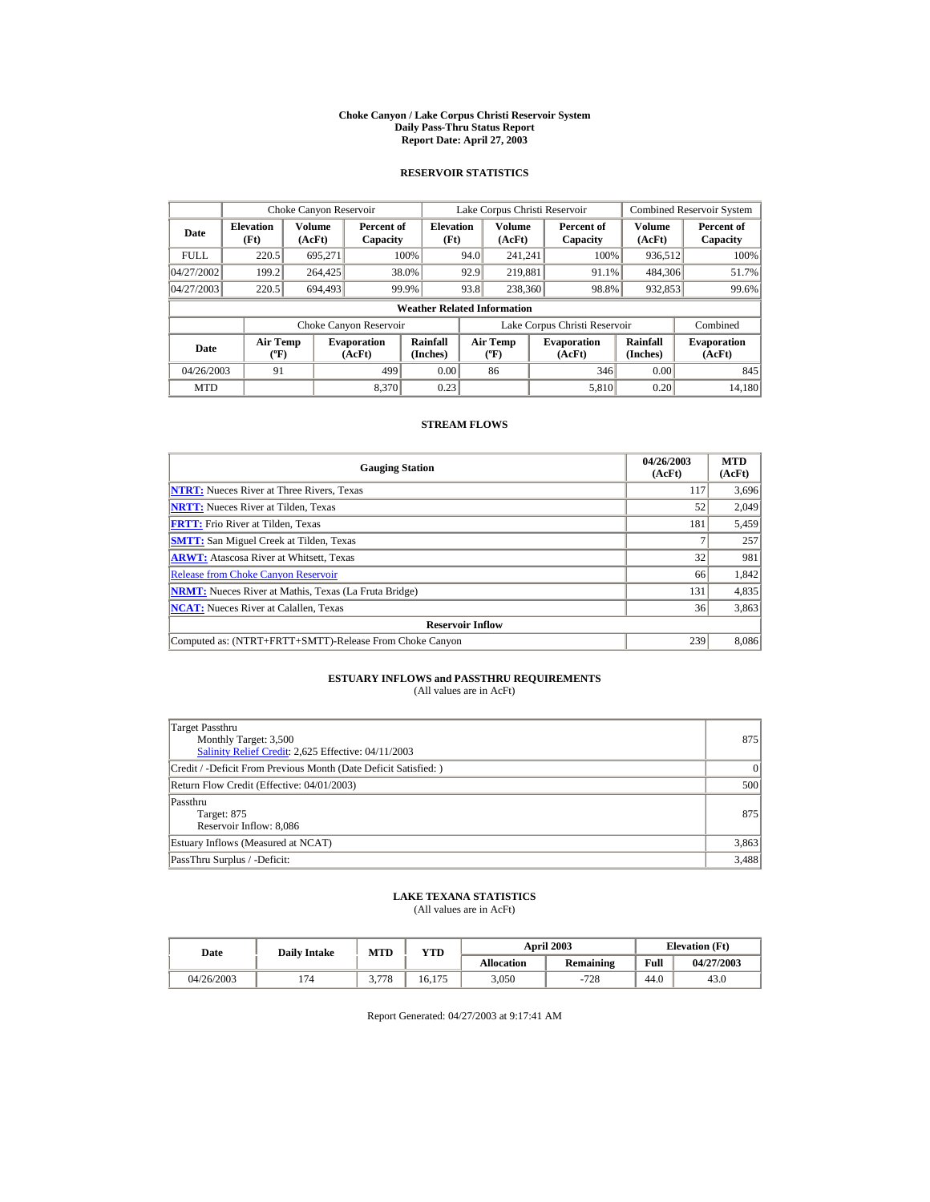# Choke Canyon / Lake Corpus Christi Reservoir System
## Daily Pass-Thru Status Report
### Report Date: April 27, 2003

## RESERVOIR STATISTICS

| Date | Choke Canyon Reservoir | | | Lake Corpus Christi Reservoir | | | Combined Reservoir System | |
|---|---|---|---|---|---|---|---|---|
| | Elevation (Ft) | Volume (AcFt) | Percent of Capacity | Elevation (Ft) | Volume (AcFt) | Percent of Capacity | Volume (AcFt) | Percent of Capacity |
| FULL | 220.5 | 695,271 | 100% | 94.0 | 241,241 | 100% | 936,512 | 100% |
| 04/27/2002 | 199.2 | 264,425 | 38.0% | 92.9 | 219,881 | 91.1% | 484,306 | 51.7% |
| 04/27/2003 | 220.5 | 694,493 | 99.9% | 93.8 | 238,360 | 98.8% | 932,853 | 99.6% |

**Weather Related Information**

| Date | Choke Canyon Reservoir | | | Lake Corpus Christi Reservoir | | | Combined |
|---|---|---|---|---|---|---|---|
| | Air Temp (ºF) | Evaporation (AcFt) | Rainfall (Inches) | Air Temp (ºF) | Evaporation (AcFt) | Rainfall (Inches) | Evaporation (AcFt) |
| 04/26/2003 | 91 | 499 | 0.00 | 86 | 346 | 0.00 | 845 |
| MTD | | 8,370 | 0.23 | | 5,810 | 0.20 | 14,180 |

## STREAM FLOWS

| Gauging Station | 04/26/2003 (AcFt) | MTD (AcFt) |
|---|---|---|
| **NTRT:** Nueces River at Three Rivers, Texas | 117 | 3,696 |
| **NRTT:** Nueces River at Tilden, Texas | 52 | 2,049 |
| **FRTT:** Frio River at Tilden, Texas | 181 | 5,459 |
| **SMTT:** San Miguel Creek at Tilden, Texas | 7 | 257 |
| **ARWT:** Atascosa River at Whitsett, Texas | 32 | 981 |
| Release from Choke Canyon Reservoir | 66 | 1,842 |
| **NRMT:** Nueces River at Mathis, Texas (La Fruta Bridge) | 131 | 4,835 |
| **NCAT:** Nueces River at Calallen, Texas | 36 | 3,863 |
| **Reservoir Inflow** | | |
| Computed as: (NTRT+FRTT+SMTT)-Release From Choke Canyon | 239 | 8,086 |

## ESTUARY INFLOWS and PASSTHRU REQUIREMENTS
(All values are in AcFt)

| | |
|---|---|
| Target Passthru<br>Monthly Target: 3,500<br>Salinity Relief Credit: 2,625 Effective: 04/11/2003 | 875 |
| Credit / -Deficit From Previous Month (Date Deficit Satisfied: ) | 0 |
| Return Flow Credit (Effective: 04/01/2003) | 500 |
| Passthru<br>Target: 875<br>Reservoir Inflow: 8,086 | 875 |
| Estuary Inflows (Measured at NCAT) | 3,863 |
| PassThru Surplus / -Deficit: | 3,488 |

## LAKE TEXANA STATISTICS
(All values are in AcFt)

| Date | Daily Intake | MTD | YTD | April 2003 | | Elevation (Ft) | |
|---|---|---|---|---|---|---|---|
| | | | | Allocation | Remaining | Full | 04/27/2003 |
| 04/26/2003 | 174 | 3,778 | 16,175 | 3,050 | -728 | 44.0 | 43.0 |

Report Generated: 04/27/2003 at 9:17:41 AM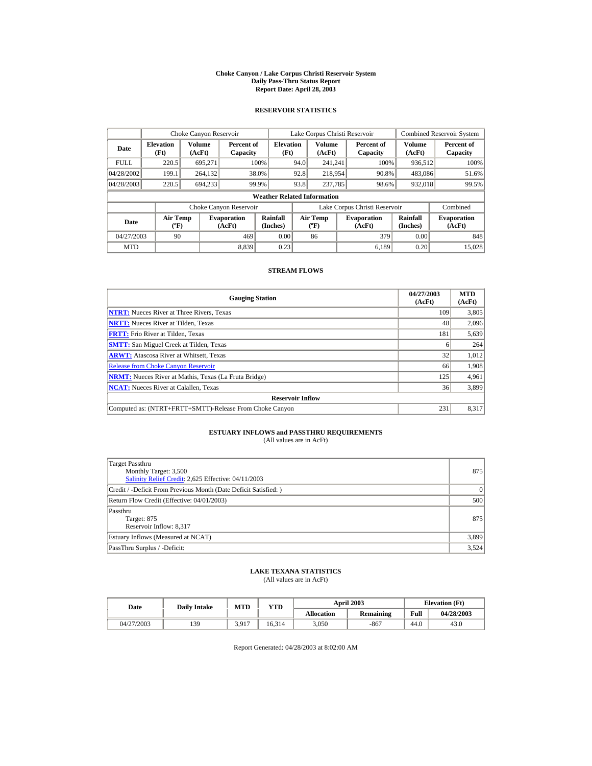# Choke Canyon / Lake Corpus Christi Reservoir System
## Daily Pass-Thru Status Report
### Report Date: April 28, 2003

## RESERVOIR STATISTICS

| | Choke Canyon Reservoir | | | Lake Corpus Christi Reservoir | | | Combined Reservoir System | |
|---|---|---|---|---|---|---|---|---|
| Date | Elevation (Ft) | Volume (AcFt) | Percent of Capacity | Elevation (Ft) | Volume (AcFt) | Percent of Capacity | Volume (AcFt) | Percent of Capacity |
| FULL | 220.5 | 695,271 | 100% | 94.0 | 241,241 | 100% | 936,512 | 100% |
| 04/28/2002 | 199.1 | 264,132 | 38.0% | 92.8 | 218,954 | 90.8% | 483,086 | 51.6% |
| 04/28/2003 | 220.5 | 694,233 | 99.9% | 93.8 | 237,785 | 98.6% | 932,018 | 99.5% |

**Weather Related Information**

| | Choke Canyon Reservoir | | | Lake Corpus Christi Reservoir | | | Combined |
|---|---|---|---|---|---|---|---|
| Date | Air Temp (ºF) | Evaporation (AcFt) | Rainfall (Inches) | Air Temp (ºF) | Evaporation (AcFt) | Rainfall (Inches) | Evaporation (AcFt) |
| 04/27/2003 | 90 | 469 | 0.00 | 86 | 379 | 0.00 | 848 |
| MTD | | 8,839 | 0.23 | | 6,189 | 0.20 | 15,028 |

## STREAM FLOWS

| Gauging Station | 04/27/2003 (AcFt) | MTD (AcFt) |
|---|---|---|
| **NTRT:** Nueces River at Three Rivers, Texas | 109 | 3,805 |
| **NRTT:** Nueces River at Tilden, Texas | 48 | 2,096 |
| **FRTT:** Frio River at Tilden, Texas | 181 | 5,639 |
| **SMTT:** San Miguel Creek at Tilden, Texas | 6 | 264 |
| **ARWT:** Atascosa River at Whitsett, Texas | 32 | 1,012 |
| Release from Choke Canyon Reservoir | 66 | 1,908 |
| **NRMT:** Nueces River at Mathis, Texas (La Fruta Bridge) | 125 | 4,961 |
| **NCAT:** Nueces River at Calallen, Texas | 36 | 3,899 |
| **Reservoir Inflow** | | |
| Computed as: (NTRT+FRTT+SMTT)-Release From Choke Canyon | 231 | 8,317 |

## ESTUARY INFLOWS and PASSTHRU REQUIREMENTS
(All values are in AcFt)

| | |
|---|---|
| Target Passthru<br>Monthly Target: 3,500<br>Salinity Relief Credit: 2,625 Effective: 04/11/2003 | 875 |
| Credit / -Deficit From Previous Month (Date Deficit Satisfied: ) | 0 |
| Return Flow Credit (Effective: 04/01/2003) | 500 |
| Passthru<br>Target: 875<br>Reservoir Inflow: 8,317 | 875 |
| Estuary Inflows (Measured at NCAT) | 3,899 |
| PassThru Surplus / -Deficit: | 3,524 |

## LAKE TEXANA STATISTICS
(All values are in AcFt)

| Date | Daily Intake | MTD | YTD | April 2003 | | Elevation (Ft) | |
|---|---|---|---|---|---|---|---|
| | | | | Allocation | Remaining | Full | 04/28/2003 |
| 04/27/2003 | 139 | 3,917 | 16,314 | 3,050 | -867 | 44.0 | 43.0 |

Report Generated: 04/28/2003 at 8:02:00 AM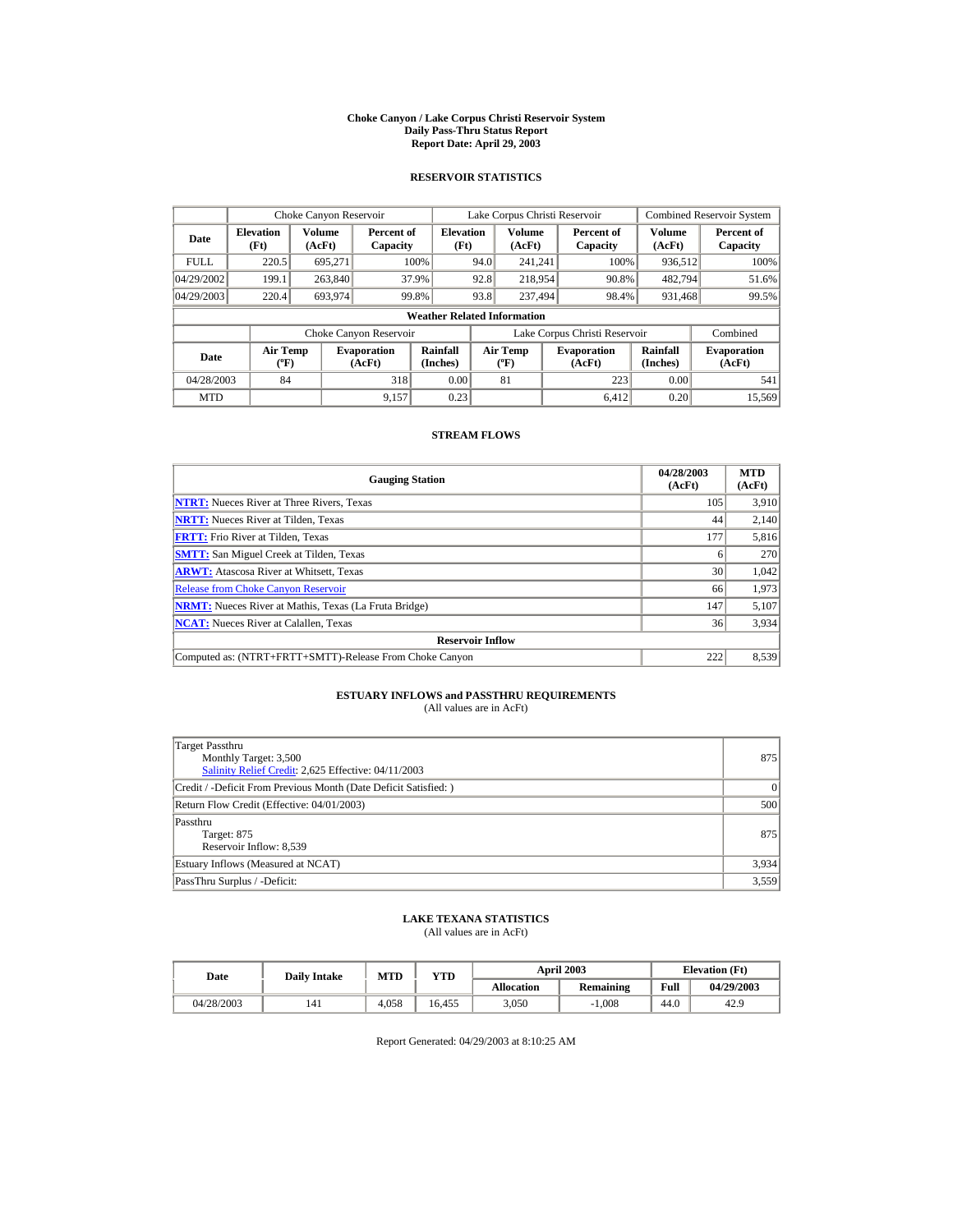# Choke Canyon / Lake Corpus Christi Reservoir System
## Daily Pass-Thru Status Report
### Report Date: April 29, 2003

## RESERVOIR STATISTICS

| | Choke Canyon Reservoir | | | Lake Corpus Christi Reservoir | | | Combined Reservoir System | |
|---|---|---|---|---|---|---|---|---|
| **Date** | **Elevation (Ft)** | **Volume (AcFt)** | **Percent of Capacity** | **Elevation (Ft)** | **Volume (AcFt)** | **Percent of Capacity** | **Volume (AcFt)** | **Percent of Capacity** |
| FULL | 220.5 | 695,271 | 100% | 94.0 | 241,241 | 100% | 936,512 | 100% |
| 04/29/2002 | 199.1 | 263,840 | 37.9% | 92.8 | 218,954 | 90.8% | 482,794 | 51.6% |
| 04/29/2003 | 220.4 | 693,974 | 99.8% | 93.8 | 237,494 | 98.4% | 931,468 | 99.5% |

**Weather Related Information**

| | Choke Canyon Reservoir | | | Lake Corpus Christi Reservoir | | | Combined |
|---|---|---|---|---|---|---|---|
| **Date** | **Air Temp (ºF)** | **Evaporation (AcFt)** | **Rainfall (Inches)** | **Air Temp (ºF)** | **Evaporation (AcFt)** | **Rainfall (Inches)** | **Evaporation (AcFt)** |
| 04/28/2003 | 84 | 318 | 0.00 | 81 | 223 | 0.00 | 541 |
| MTD | | 9,157 | 0.23 | | 6,412 | 0.20 | 15,569 |

## STREAM FLOWS

| Gauging Station | 04/28/2003 (AcFt) | MTD (AcFt) |
|---|---|---|
| **NTRT:** Nueces River at Three Rivers, Texas | 105 | 3,910 |
| **NRTT:** Nueces River at Tilden, Texas | 44 | 2,140 |
| **FRTT:** Frio River at Tilden, Texas | 177 | 5,816 |
| **SMTT:** San Miguel Creek at Tilden, Texas | 6 | 270 |
| **ARWT:** Atascosa River at Whitsett, Texas | 30 | 1,042 |
| Release from Choke Canyon Reservoir | 66 | 1,973 |
| **NRMT:** Nueces River at Mathis, Texas (La Fruta Bridge) | 147 | 5,107 |
| **NCAT:** Nueces River at Calallen, Texas | 36 | 3,934 |
| **Reservoir Inflow** | | |
| Computed as: (NTRT+FRTT+SMTT)-Release From Choke Canyon | 222 | 8,539 |

## ESTUARY INFLOWS and PASSTHRU REQUIREMENTS
(All values are in AcFt)

| | |
|---|---|
| Target Passthru<br>Monthly Target: 3,500<br>Salinity Relief Credit: 2,625 Effective: 04/11/2003 | 875 |
| Credit / -Deficit From Previous Month (Date Deficit Satisfied: ) | 0 |
| Return Flow Credit (Effective: 04/01/2003) | 500 |
| Passthru<br>Target: 875<br>Reservoir Inflow: 8,539 | 875 |
| Estuary Inflows (Measured at NCAT) | 3,934 |
| PassThru Surplus / -Deficit: | 3,559 |

## LAKE TEXANA STATISTICS
(All values are in AcFt)

| Date | Daily Intake | MTD | YTD | April 2003 | | Elevation (Ft) | |
|---|---|---|---|---|---|---|---|
| | | | | **Allocation** | **Remaining** | **Full** | **04/29/2003** |
| 04/28/2003 | 141 | 4,058 | 16,455 | 3,050 | -1,008 | 44.0 | 42.9 |

Report Generated: 04/29/2003 at 8:10:25 AM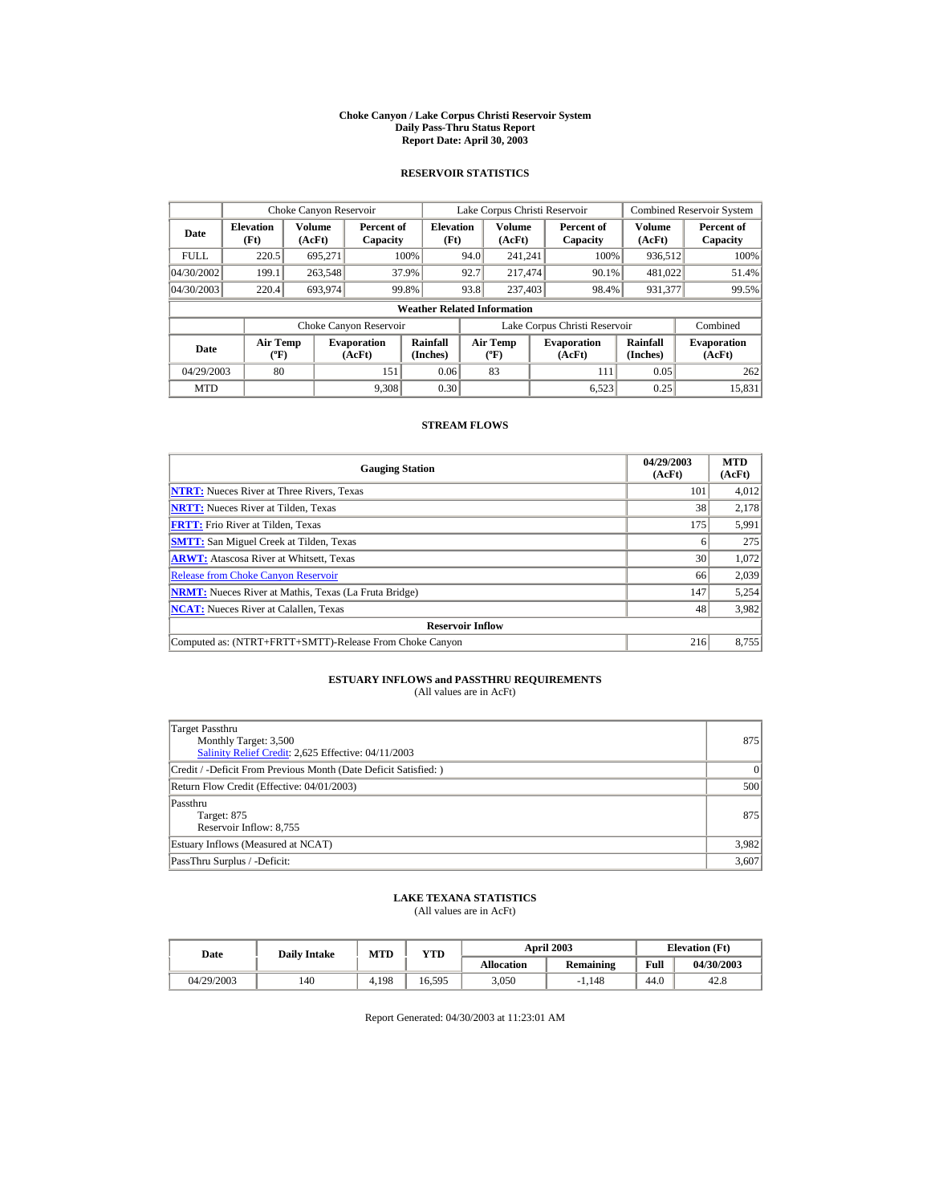# Choke Canyon / Lake Corpus Christi Reservoir System
## Daily Pass-Thru Status Report
### Report Date: April 30, 2003

## RESERVOIR STATISTICS

| | Choke Canyon Reservoir | | | Lake Corpus Christi Reservoir | | | Combined Reservoir System | |
|---|---|---|---|---|---|---|---|---|
| Date | Elevation (Ft) | Volume (AcFt) | Percent of Capacity | Elevation (Ft) | Volume (AcFt) | Percent of Capacity | Volume (AcFt) | Percent of Capacity |
| FULL | 220.5 | 695,271 | 100% | 94.0 | 241,241 | 100% | 936,512 | 100% |
| 04/30/2002 | 199.1 | 263,548 | 37.9% | 92.7 | 217,474 | 90.1% | 481,022 | 51.4% |
| 04/30/2003 | 220.4 | 693,974 | 99.8% | 93.8 | 237,403 | 98.4% | 931,377 | 99.5% |

**Weather Related Information**

| | Choke Canyon Reservoir | | | Lake Corpus Christi Reservoir | | | Combined |
|---|---|---|---|---|---|---|---|
| Date | Air Temp (ºF) | Evaporation (AcFt) | Rainfall (Inches) | Air Temp (ºF) | Evaporation (AcFt) | Rainfall (Inches) | Evaporation (AcFt) |
| 04/29/2003 | 80 | 151 | 0.06 | 83 | 111 | 0.05 | 262 |
| MTD | | 9,308 | 0.30 | | 6,523 | 0.25 | 15,831 |

## STREAM FLOWS

| Gauging Station | 04/29/2003 (AcFt) | MTD (AcFt) |
|---|---|---|
| **NTRT:** Nueces River at Three Rivers, Texas | 101 | 4,012 |
| **NRTT:** Nueces River at Tilden, Texas | 38 | 2,178 |
| **FRTT:** Frio River at Tilden, Texas | 175 | 5,991 |
| **SMTT:** San Miguel Creek at Tilden, Texas | 6 | 275 |
| **ARWT:** Atascosa River at Whitsett, Texas | 30 | 1,072 |
| Release from Choke Canyon Reservoir | 66 | 2,039 |
| **NRMT:** Nueces River at Mathis, Texas (La Fruta Bridge) | 147 | 5,254 |
| **NCAT:** Nueces River at Calallen, Texas | 48 | 3,982 |
| **Reservoir Inflow** | | |
| Computed as: (NTRT+FRTT+SMTT)-Release From Choke Canyon | 216 | 8,755 |

## ESTUARY INFLOWS and PASSTHRU REQUIREMENTS
(All values are in AcFt)

| | |
|---|---|
| Target Passthru<br>Monthly Target: 3,500<br>Salinity Relief Credit: 2,625 Effective: 04/11/2003 | 875 |
| Credit / -Deficit From Previous Month (Date Deficit Satisfied: ) | 0 |
| Return Flow Credit (Effective: 04/01/2003) | 500 |
| Passthru<br>Target: 875<br>Reservoir Inflow: 8,755 | 875 |
| Estuary Inflows (Measured at NCAT) | 3,982 |
| PassThru Surplus / -Deficit: | 3,607 |

## LAKE TEXANA STATISTICS
(All values are in AcFt)

| Date | Daily Intake | MTD | YTD | April 2003 | | Elevation (Ft) | |
|---|---|---|---|---|---|---|---|
| | | | | Allocation | Remaining | Full | 04/30/2003 |
| 04/29/2003 | 140 | 4,198 | 16,595 | 3,050 | -1,148 | 44.0 | 42.8 |

Report Generated: 04/30/2003 at 11:23:01 AM